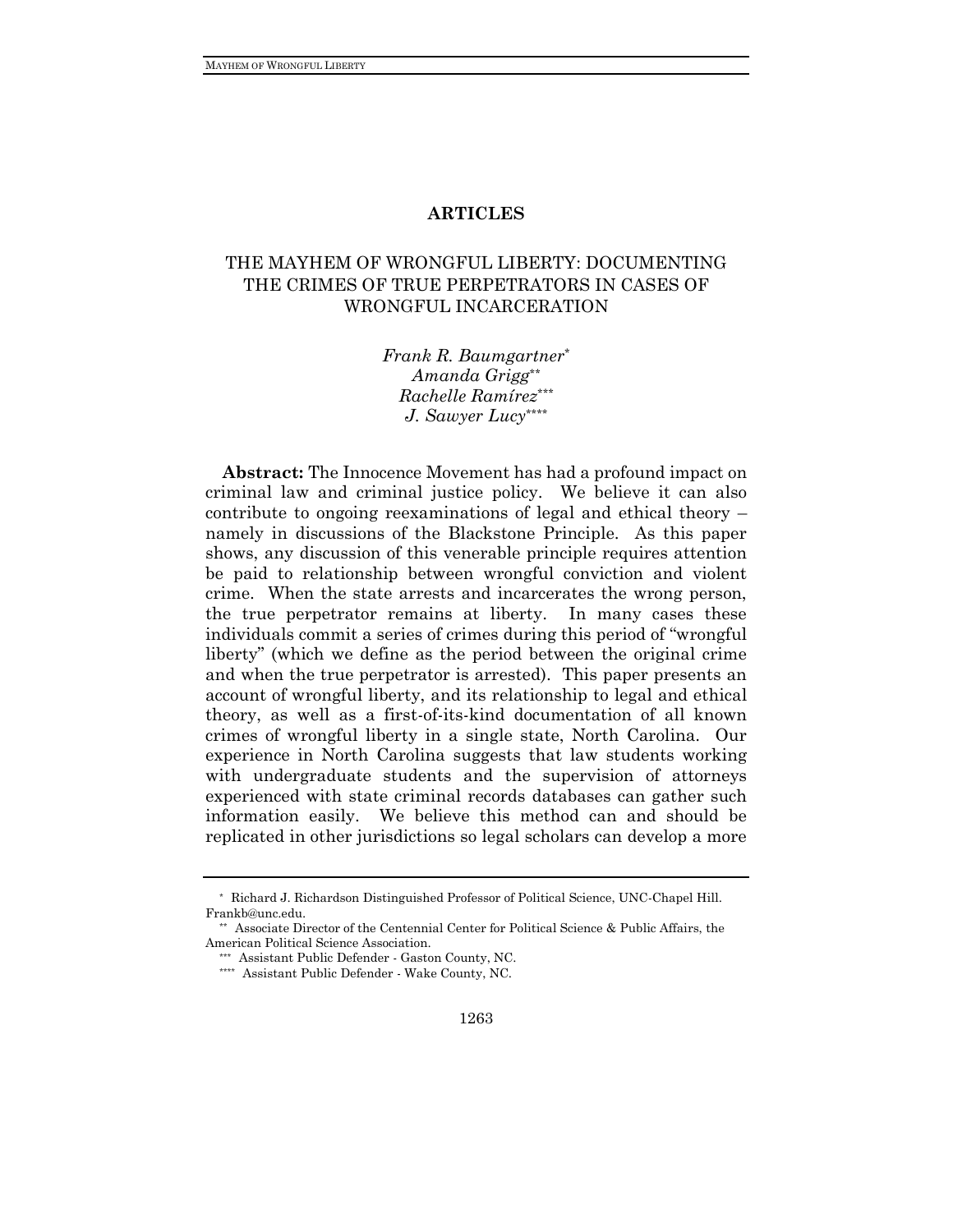## ARTICLES

# THE MAYHEM OF WRONGFUL LIBERTY: DOCUMENTING THE CRIMES OF TRUE PERPETRATORS IN CASES OF WRONGFUL INCARCERATION

*Frank R. Baumgartner*[*]
*Amanda Grigg*[**]
*Rachelle Ramírez*[***]
*J. Sawyer Lucy*[****]

**Abstract:** The Innocence Movement has had a profound impact on criminal law and criminal justice policy. We believe it can also contribute to ongoing reexaminations of legal and ethical theory – namely in discussions of the Blackstone Principle. As this paper shows, any discussion of this venerable principle requires attention be paid to relationship between wrongful conviction and violent crime. When the state arrests and incarcerates the wrong person, the true perpetrator remains at liberty. In many cases these individuals commit a series of crimes during this period of "wrongful liberty" (which we define as the period between the original crime and when the true perpetrator is arrested). This paper presents an account of wrongful liberty, and its relationship to legal and ethical theory, as well as a first-of-its-kind documentation of all known crimes of wrongful liberty in a single state, North Carolina. Our experience in North Carolina suggests that law students working with undergraduate students and the supervision of attorneys experienced with state criminal records databases can gather such information easily. We believe this method can and should be replicated in other jurisdictions so legal scholars can develop a more

---

[*] Richard J. Richardson Distinguished Professor of Political Science, UNC-Chapel Hill. Frankb@unc.edu.

[**] Associate Director of the Centennial Center for Political Science & Public Affairs, the American Political Science Association.

[***] Assistant Public Defender - Gaston County, NC.

[****] Assistant Public Defender - Wake County, NC.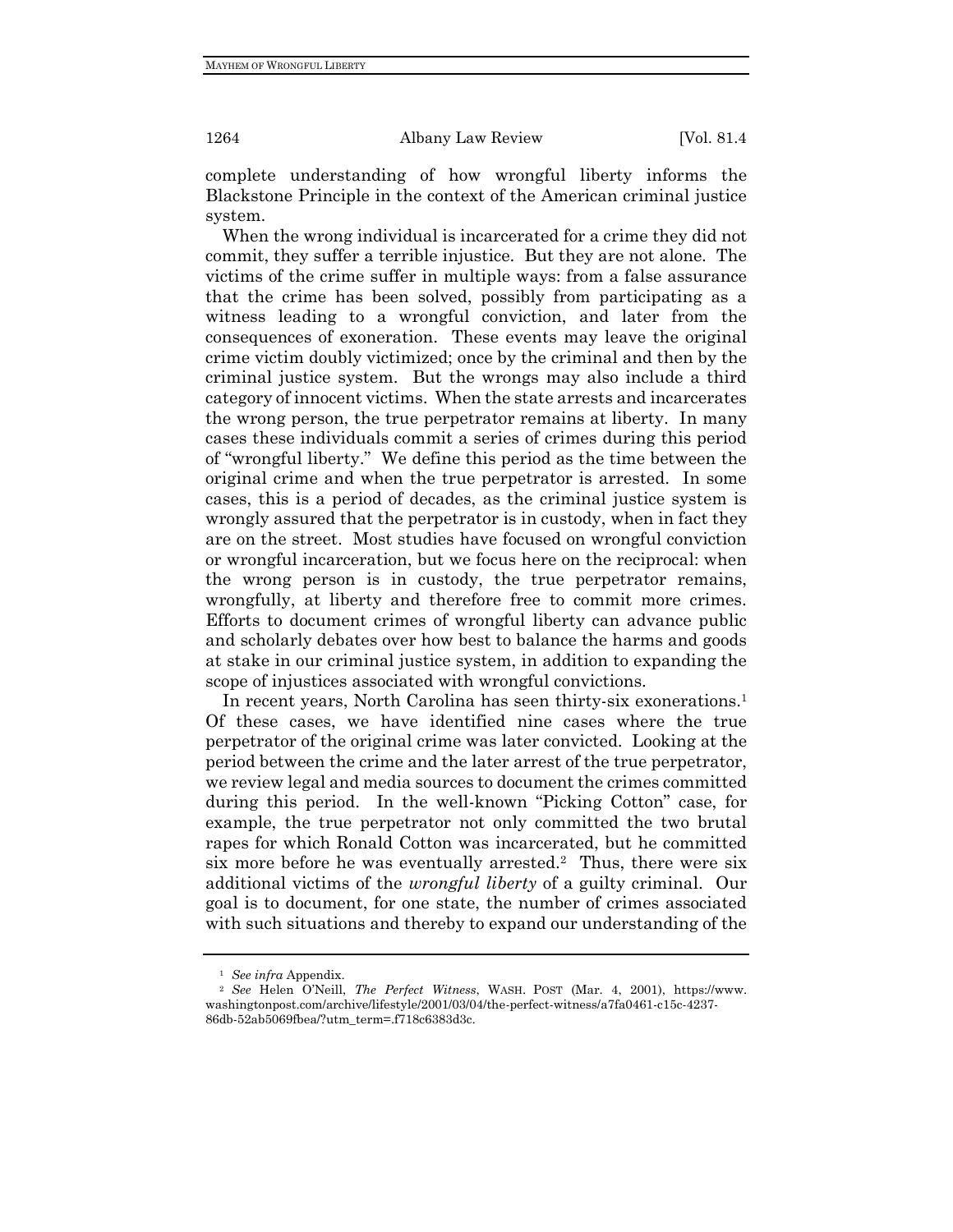complete understanding of how wrongful liberty informs the Blackstone Principle in the context of the American criminal justice system.

When the wrong individual is incarcerated for a crime they did not commit, they suffer a terrible injustice. But they are not alone. The victims of the crime suffer in multiple ways: from a false assurance that the crime has been solved, possibly from participating as a witness leading to a wrongful conviction, and later from the consequences of exoneration. These events may leave the original crime victim doubly victimized; once by the criminal and then by the criminal justice system. But the wrongs may also include a third category of innocent victims. When the state arrests and incarcerates the wrong person, the true perpetrator remains at liberty. In many cases these individuals commit a series of crimes during this period of "wrongful liberty." We define this period as the time between the original crime and when the true perpetrator is arrested. In some cases, this is a period of decades, as the criminal justice system is wrongly assured that the perpetrator is in custody, when in fact they are on the street. Most studies have focused on wrongful conviction or wrongful incarceration, but we focus here on the reciprocal: when the wrong person is in custody, the true perpetrator remains, wrongfully, at liberty and therefore free to commit more crimes. Efforts to document crimes of wrongful liberty can advance public and scholarly debates over how best to balance the harms and goods at stake in our criminal justice system, in addition to expanding the scope of injustices associated with wrongful convictions.

In recent years, North Carolina has seen thirty-six exonerations.[1] Of these cases, we have identified nine cases where the true perpetrator of the original crime was later convicted. Looking at the period between the crime and the later arrest of the true perpetrator, we review legal and media sources to document the crimes committed during this period. In the well-known "Picking Cotton" case, for example, the true perpetrator not only committed the two brutal rapes for which Ronald Cotton was incarcerated, but he committed six more before he was eventually arrested.[2] Thus, there were six additional victims of the *wrongful liberty* of a guilty criminal. Our goal is to document, for one state, the number of crimes associated with such situations and thereby to expand our understanding of the

---

[1] *See infra* Appendix.

[2] *See* Helen O'Neill, *The Perfect Witness*, WASH. POST (Mar. 4, 2001), https://www.washingtonpost.com/archive/lifestyle/2001/03/04/the-perfect-witness/a7fa0461-c15c-4237-86db-52ab5069fbea/?utm_term=.f718c6383d3c.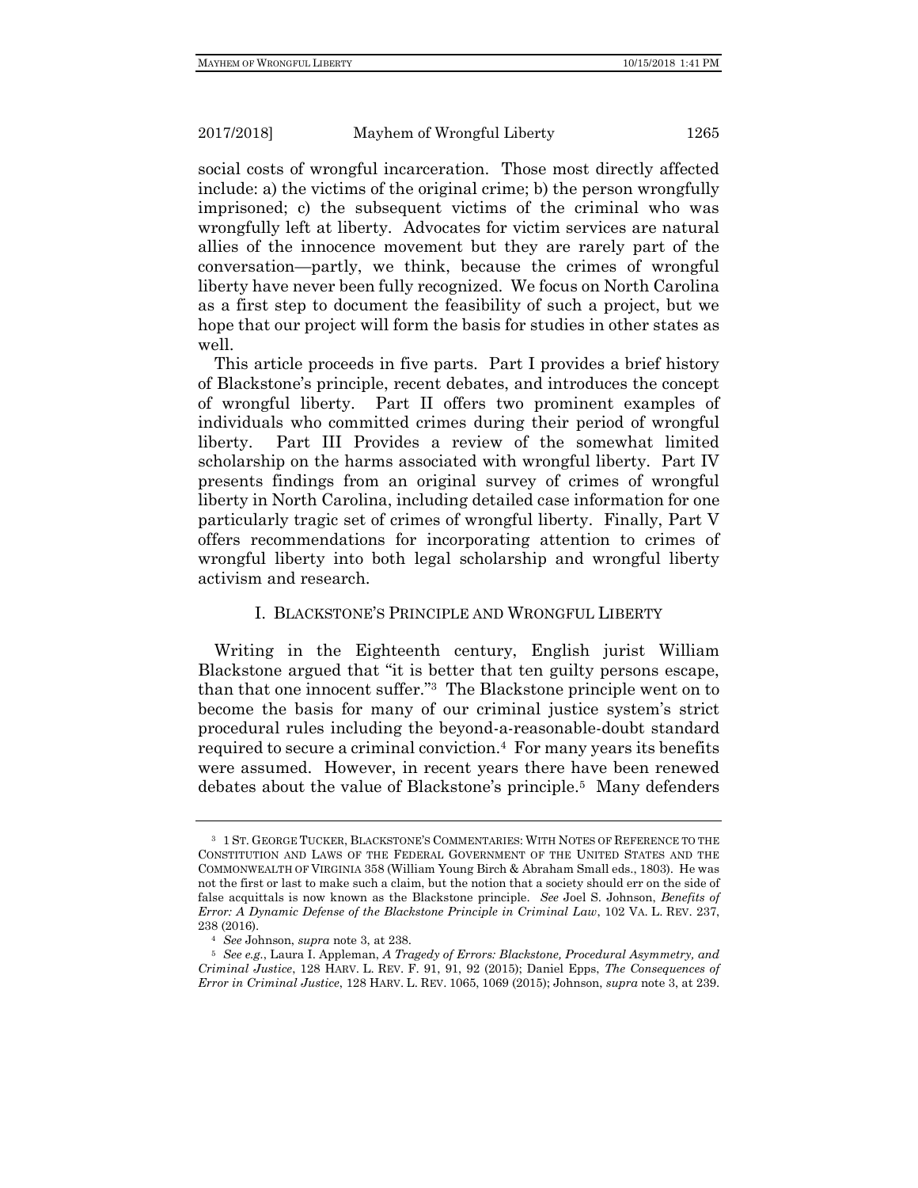social costs of wrongful incarceration. Those most directly affected include: a) the victims of the original crime; b) the person wrongfully imprisoned; c) the subsequent victims of the criminal who was wrongfully left at liberty. Advocates for victim services are natural allies of the innocence movement but they are rarely part of the conversation—partly, we think, because the crimes of wrongful liberty have never been fully recognized. We focus on North Carolina as a first step to document the feasibility of such a project, but we hope that our project will form the basis for studies in other states as well.

This article proceeds in five parts. Part I provides a brief history of Blackstone's principle, recent debates, and introduces the concept of wrongful liberty. Part II offers two prominent examples of individuals who committed crimes during their period of wrongful liberty. Part III Provides a review of the somewhat limited scholarship on the harms associated with wrongful liberty. Part IV presents findings from an original survey of crimes of wrongful liberty in North Carolina, including detailed case information for one particularly tragic set of crimes of wrongful liberty. Finally, Part V offers recommendations for incorporating attention to crimes of wrongful liberty into both legal scholarship and wrongful liberty activism and research.

## I. BLACKSTONE'S PRINCIPLE AND WRONGFUL LIBERTY

Writing in the Eighteenth century, English jurist William Blackstone argued that "it is better that ten guilty persons escape, than that one innocent suffer."[3] The Blackstone principle went on to become the basis for many of our criminal justice system's strict procedural rules including the beyond-a-reasonable-doubt standard required to secure a criminal conviction.[4] For many years its benefits were assumed. However, in recent years there have been renewed debates about the value of Blackstone's principle.[5] Many defenders

---

[3] 1 ST. GEORGE TUCKER, BLACKSTONE'S COMMENTARIES: WITH NOTES OF REFERENCE TO THE CONSTITUTION AND LAWS OF THE FEDERAL GOVERNMENT OF THE UNITED STATES AND THE COMMONWEALTH OF VIRGINIA 358 (William Young Birch & Abraham Small eds., 1803). He was not the first or last to make such a claim, but the notion that a society should err on the side of false acquittals is now known as the Blackstone principle. *See* Joel S. Johnson, *Benefits of Error: A Dynamic Defense of the Blackstone Principle in Criminal Law*, 102 VA. L. REV. 237, 238 (2016).

[4] *See* Johnson, *supra* note 3, at 238.

[5] *See e.g.*, Laura I. Appleman, *A Tragedy of Errors: Blackstone, Procedural Asymmetry, and Criminal Justice*, 128 HARV. L. REV. F. 91, 91, 92 (2015); Daniel Epps, *The Consequences of Error in Criminal Justice*, 128 HARV. L. REV. 1065, 1069 (2015); Johnson, *supra* note 3, at 239.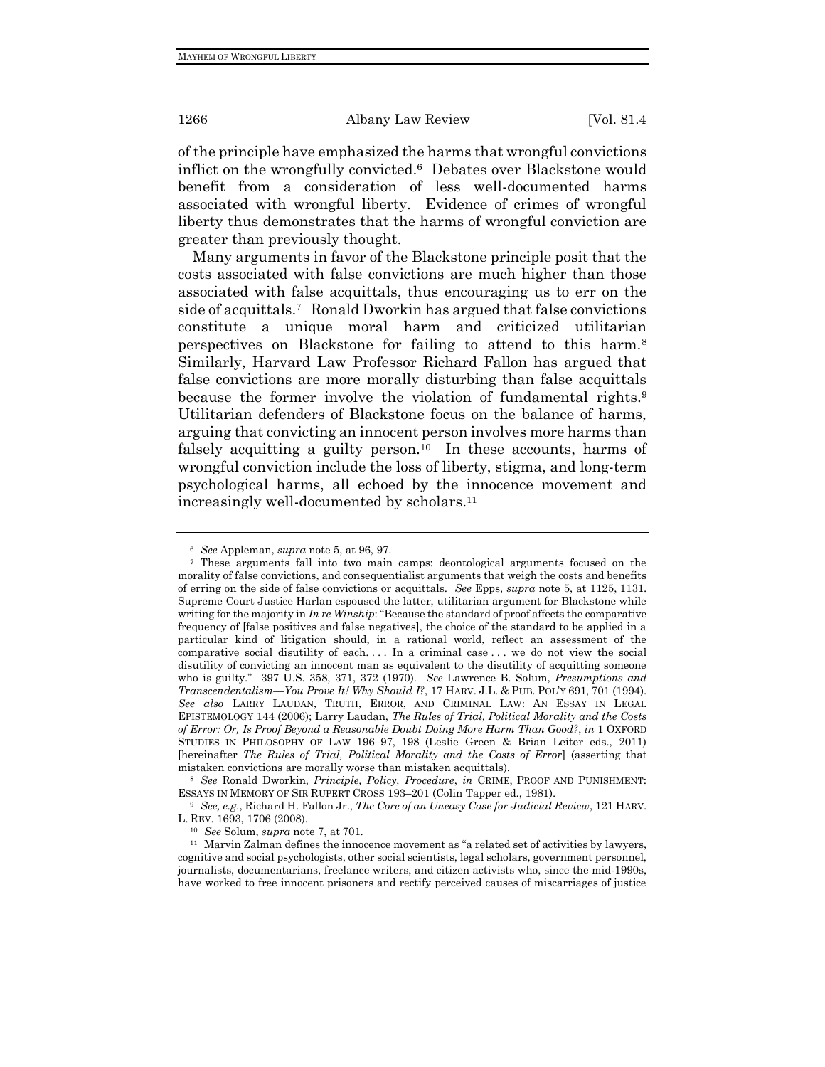of the principle have emphasized the harms that wrongful convictions inflict on the wrongfully convicted.[6] Debates over Blackstone would benefit from a consideration of less well-documented harms associated with wrongful liberty. Evidence of crimes of wrongful liberty thus demonstrates that the harms of wrongful conviction are greater than previously thought.

Many arguments in favor of the Blackstone principle posit that the costs associated with false convictions are much higher than those associated with false acquittals, thus encouraging us to err on the side of acquittals.[7] Ronald Dworkin has argued that false convictions constitute a unique moral harm and criticized utilitarian perspectives on Blackstone for failing to attend to this harm.[8] Similarly, Harvard Law Professor Richard Fallon has argued that false convictions are more morally disturbing than false acquittals because the former involve the violation of fundamental rights.[9] Utilitarian defenders of Blackstone focus on the balance of harms, arguing that convicting an innocent person involves more harms than falsely acquitting a guilty person.[10] In these accounts, harms of wrongful conviction include the loss of liberty, stigma, and long-term psychological harms, all echoed by the innocence movement and increasingly well-documented by scholars.[11]

---

[6] *See* Appleman, *supra* note 5, at 96, 97.

[7] These arguments fall into two main camps: deontological arguments focused on the morality of false convictions, and consequentialist arguments that weigh the costs and benefits of erring on the side of false convictions or acquittals. *See* Epps, *supra* note 5, at 1125, 1131. Supreme Court Justice Harlan espoused the latter, utilitarian argument for Blackstone while writing for the majority in *In re Winship*: "Because the standard of proof affects the comparative frequency of [false positives and false negatives], the choice of the standard to be applied in a particular kind of litigation should, in a rational world, reflect an assessment of the comparative social disutility of each. . . . In a criminal case . . . we do not view the social disutility of convicting an innocent man as equivalent to the disutility of acquitting someone who is guilty." 397 U.S. 358, 371, 372 (1970). *See* Lawrence B. Solum, *Presumptions and Transcendentalism—You Prove It! Why Should I?*, 17 HARV. J.L. & PUB. POL'Y 691, 701 (1994). *See also* LARRY LAUDAN, TRUTH, ERROR, AND CRIMINAL LAW: AN ESSAY IN LEGAL EPISTEMOLOGY 144 (2006); Larry Laudan, *The Rules of Trial, Political Morality and the Costs of Error: Or, Is Proof Beyond a Reasonable Doubt Doing More Harm Than Good?*, *in* 1 OXFORD STUDIES IN PHILOSOPHY OF LAW 196–97, 198 (Leslie Green & Brian Leiter eds., 2011) [hereinafter *The Rules of Trial, Political Morality and the Costs of Error*] (asserting that mistaken convictions are morally worse than mistaken acquittals).

[8] *See* Ronald Dworkin, *Principle, Policy, Procedure*, *in* CRIME, PROOF AND PUNISHMENT: ESSAYS IN MEMORY OF SIR RUPERT CROSS 193–201 (Colin Tapper ed., 1981).

[9] *See, e.g.*, Richard H. Fallon Jr., *The Core of an Uneasy Case for Judicial Review*, 121 HARV. L. REV. 1693, 1706 (2008).

[10] *See* Solum, *supra* note 7, at 701.

[11] Marvin Zalman defines the innocence movement as "a related set of activities by lawyers, cognitive and social psychologists, other social scientists, legal scholars, government personnel, journalists, documentarians, freelance writers, and citizen activists who, since the mid-1990s, have worked to free innocent prisoners and rectify perceived causes of miscarriages of justice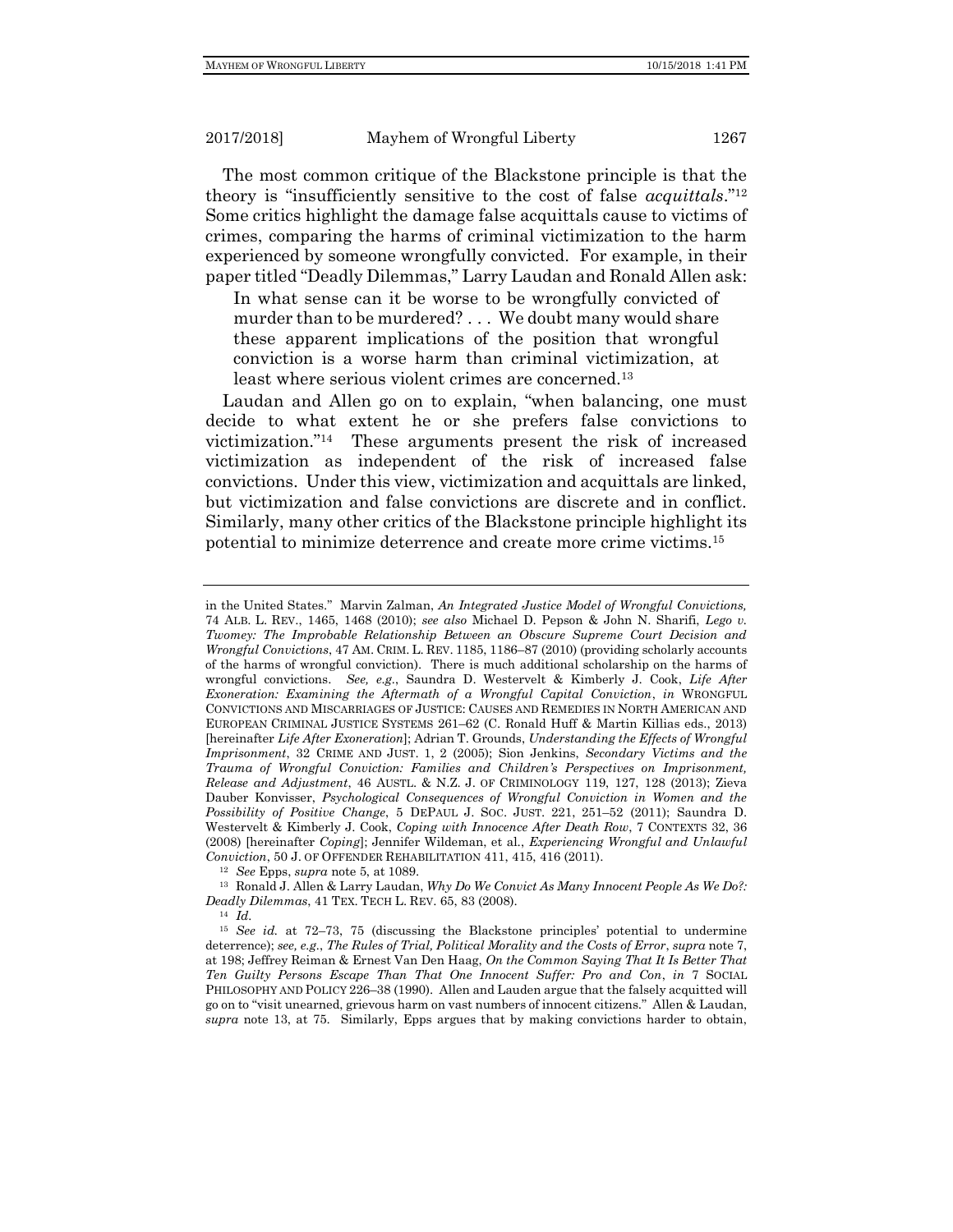The most common critique of the Blackstone principle is that the theory is "insufficiently sensitive to the cost of false *acquittals*."[12] Some critics highlight the damage false acquittals cause to victims of crimes, comparing the harms of criminal victimization to the harm experienced by someone wrongfully convicted. For example, in their paper titled "Deadly Dilemmas," Larry Laudan and Ronald Allen ask:

> In what sense can it be worse to be wrongfully convicted of murder than to be murdered? . . . We doubt many would share these apparent implications of the position that wrongful conviction is a worse harm than criminal victimization, at least where serious violent crimes are concerned.[13]

Laudan and Allen go on to explain, "when balancing, one must decide to what extent he or she prefers false convictions to victimization."[14] These arguments present the risk of increased victimization as independent of the risk of increased false convictions. Under this view, victimization and acquittals are linked, but victimization and false convictions are discrete and in conflict. Similarly, many other critics of the Blackstone principle highlight its potential to minimize deterrence and create more crime victims.[15]

---

in the United States." Marvin Zalman, *An Integrated Justice Model of Wrongful Convictions,* 74 ALB. L. REV., 1465, 1468 (2010); *see also* Michael D. Pepson & John N. Sharifi, *Lego v. Twomey: The Improbable Relationship Between an Obscure Supreme Court Decision and Wrongful Convictions*, 47 AM. CRIM. L. REV. 1185, 1186–87 (2010) (providing scholarly accounts of the harms of wrongful conviction). There is much additional scholarship on the harms of wrongful convictions. *See, e.g.*, Saundra D. Westervelt & Kimberly J. Cook, *Life After Exoneration: Examining the Aftermath of a Wrongful Capital Conviction*, *in* WRONGFUL CONVICTIONS AND MISCARRIAGES OF JUSTICE: CAUSES AND REMEDIES IN NORTH AMERICAN AND EUROPEAN CRIMINAL JUSTICE SYSTEMS 261–62 (C. Ronald Huff & Martin Killias eds., 2013) [hereinafter *Life After Exoneration*]; Adrian T. Grounds, *Understanding the Effects of Wrongful Imprisonment*, 32 CRIME AND JUST. 1, 2 (2005); Sion Jenkins, *Secondary Victims and the Trauma of Wrongful Conviction: Families and Children's Perspectives on Imprisonment, Release and Adjustment*, 46 AUSTL. & N.Z. J. OF CRIMINOLOGY 119, 127, 128 (2013); Zieva Dauber Konvisser, *Psychological Consequences of Wrongful Conviction in Women and the Possibility of Positive Change*, 5 DEPAUL J. SOC. JUST. 221, 251–52 (2011); Saundra D. Westervelt & Kimberly J. Cook, *Coping with Innocence After Death Row*, 7 CONTEXTS 32, 36 (2008) [hereinafter *Coping*]; Jennifer Wildeman, et al., *Experiencing Wrongful and Unlawful Conviction*, 50 J. OF OFFENDER REHABILITATION 411, 415, 416 (2011).

[12] *See* Epps, *supra* note 5, at 1089.

[13] Ronald J. Allen & Larry Laudan, *Why Do We Convict As Many Innocent People As We Do?: Deadly Dilemmas*, 41 TEX. TECH L. REV. 65, 83 (2008).

[14] *Id.*

[15] *See id.* at 72–73, 75 (discussing the Blackstone principles' potential to undermine deterrence); *see, e.g.*, *The Rules of Trial, Political Morality and the Costs of Error*, *supra* note 7, at 198; Jeffrey Reiman & Ernest Van Den Haag, *On the Common Saying That It Is Better That Ten Guilty Persons Escape Than That One Innocent Suffer: Pro and Con*, *in* 7 SOCIAL PHILOSOPHY AND POLICY 226–38 (1990). Allen and Lauden argue that the falsely acquitted will go on to "visit unearned, grievous harm on vast numbers of innocent citizens." Allen & Laudan, *supra* note 13, at 75. Similarly, Epps argues that by making convictions harder to obtain,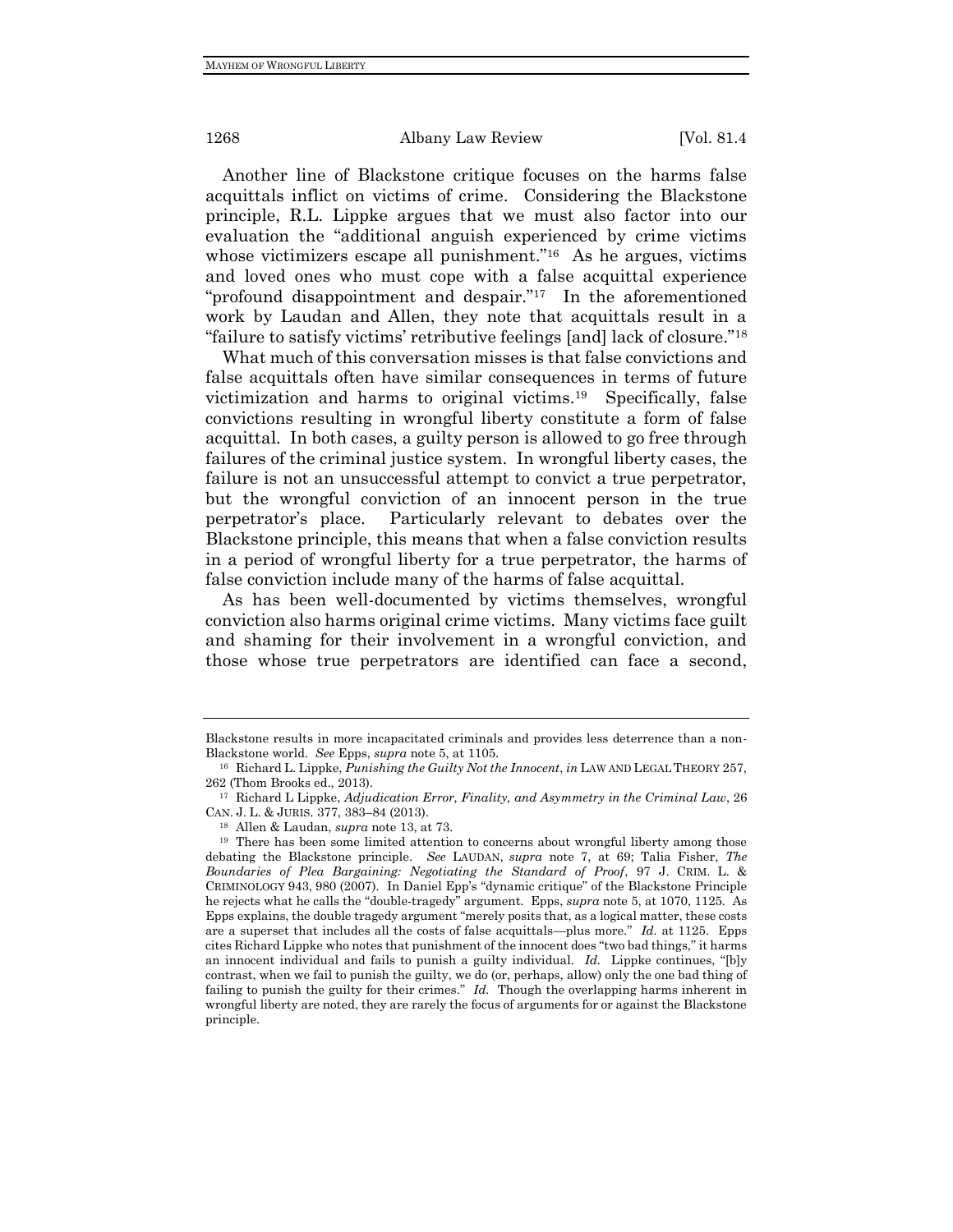Another line of Blackstone critique focuses on the harms false acquittals inflict on victims of crime. Considering the Blackstone principle, R.L. Lippke argues that we must also factor into our evaluation the "additional anguish experienced by crime victims whose victimizers escape all punishment."[16] As he argues, victims and loved ones who must cope with a false acquittal experience "profound disappointment and despair."[17] In the aforementioned work by Laudan and Allen, they note that acquittals result in a "failure to satisfy victims' retributive feelings [and] lack of closure."[18]

What much of this conversation misses is that false convictions and false acquittals often have similar consequences in terms of future victimization and harms to original victims.[19] Specifically, false convictions resulting in wrongful liberty constitute a form of false acquittal. In both cases, a guilty person is allowed to go free through failures of the criminal justice system. In wrongful liberty cases, the failure is not an unsuccessful attempt to convict a true perpetrator, but the wrongful conviction of an innocent person in the true perpetrator's place. Particularly relevant to debates over the Blackstone principle, this means that when a false conviction results in a period of wrongful liberty for a true perpetrator, the harms of false conviction include many of the harms of false acquittal.

As has been well-documented by victims themselves, wrongful conviction also harms original crime victims. Many victims face guilt and shaming for their involvement in a wrongful conviction, and those whose true perpetrators are identified can face a second,

---

Blackstone results in more incapacitated criminals and provides less deterrence than a non-Blackstone world. *See* Epps, *supra* note 5, at 1105.

[16] Richard L. Lippke, *Punishing the Guilty Not the Innocent*, *in* LAW AND LEGAL THEORY 257, 262 (Thom Brooks ed., 2013).

[17] Richard L Lippke, *Adjudication Error, Finality, and Asymmetry in the Criminal Law*, 26 CAN. J. L. & JURIS. 377, 383–84 (2013).

[18] Allen & Laudan, *supra* note 13, at 73.

[19] There has been some limited attention to concerns about wrongful liberty among those debating the Blackstone principle. *See* LAUDAN, *supra* note 7, at 69; Talia Fisher, *The Boundaries of Plea Bargaining: Negotiating the Standard of Proof*, 97 J. CRIM. L. & CRIMINOLOGY 943, 980 (2007). In Daniel Epp's "dynamic critique" of the Blackstone Principle he rejects what he calls the "double-tragedy" argument. Epps, *supra* note 5, at 1070, 1125. As Epps explains, the double tragedy argument "merely posits that, as a logical matter, these costs are a superset that includes all the costs of false acquittals—plus more." *Id.* at 1125. Epps cites Richard Lippke who notes that punishment of the innocent does "two bad things," it harms an innocent individual and fails to punish a guilty individual. *Id.* Lippke continues, "[b]y contrast, when we fail to punish the guilty, we do (or, perhaps, allow) only the one bad thing of failing to punish the guilty for their crimes." *Id.* Though the overlapping harms inherent in wrongful liberty are noted, they are rarely the focus of arguments for or against the Blackstone principle.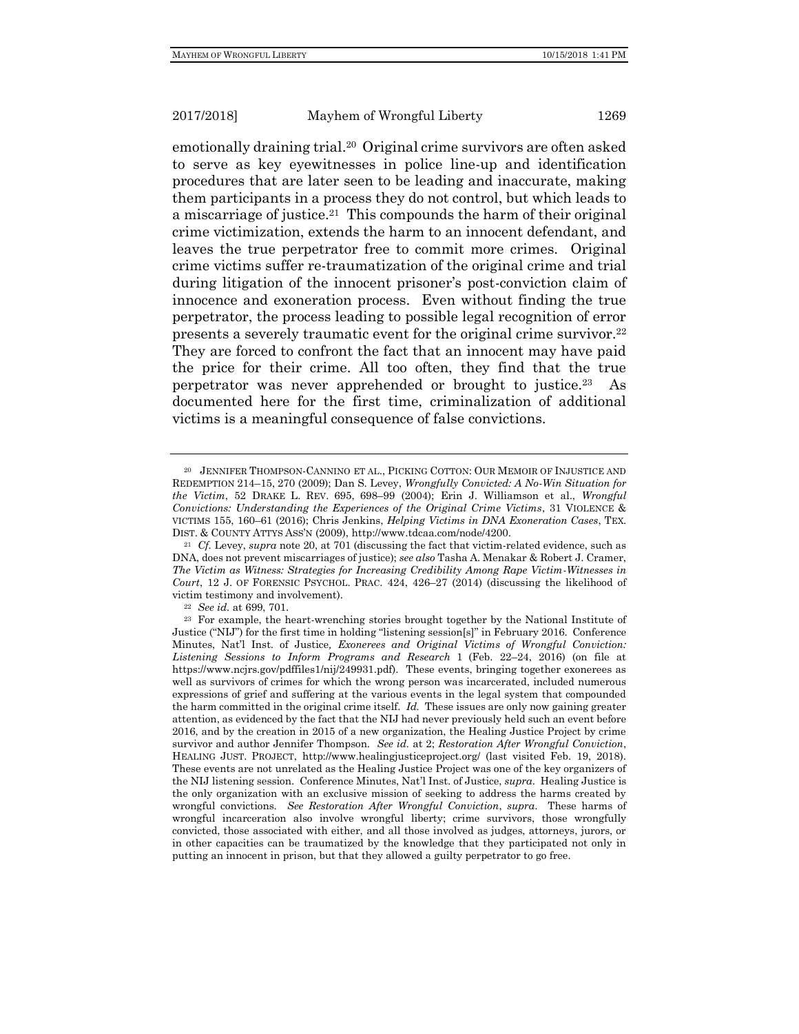emotionally draining trial.[20] Original crime survivors are often asked to serve as key eyewitnesses in police line-up and identification procedures that are later seen to be leading and inaccurate, making them participants in a process they do not control, but which leads to a miscarriage of justice.[21] This compounds the harm of their original crime victimization, extends the harm to an innocent defendant, and leaves the true perpetrator free to commit more crimes. Original crime victims suffer re-traumatization of the original crime and trial during litigation of the innocent prisoner's post-conviction claim of innocence and exoneration process. Even without finding the true perpetrator, the process leading to possible legal recognition of error presents a severely traumatic event for the original crime survivor.[22] They are forced to confront the fact that an innocent may have paid the price for their crime. All too often, they find that the true perpetrator was never apprehended or brought to justice.[23] As documented here for the first time, criminalization of additional victims is a meaningful consequence of false convictions.

---

[20] JENNIFER THOMPSON-CANNINO ET AL., PICKING COTTON: OUR MEMOIR OF INJUSTICE AND REDEMPTION 214–15, 270 (2009); Dan S. Levey, *Wrongfully Convicted: A No-Win Situation for the Victim*, 52 DRAKE L. REV. 695, 698–99 (2004); Erin J. Williamson et al., *Wrongful Convictions: Understanding the Experiences of the Original Crime Victims*, 31 VIOLENCE & VICTIMS 155, 160–61 (2016); Chris Jenkins, *Helping Victims in DNA Exoneration Cases*, TEX. DIST. & COUNTY ATTYS ASS'N (2009), http://www.tdcaa.com/node/4200.

[21] *Cf.* Levey, *supra* note 20, at 701 (discussing the fact that victim-related evidence, such as DNA, does not prevent miscarriages of justice); *see also* Tasha A. Menakar & Robert J. Cramer, *The Victim as Witness: Strategies for Increasing Credibility Among Rape Victim-Witnesses in Court*, 12 J. OF FORENSIC PSYCHOL. PRAC. 424, 426–27 (2014) (discussing the likelihood of victim testimony and involvement).

[22] *See id.* at 699, 701.

[23] For example, the heart-wrenching stories brought together by the National Institute of Justice ("NIJ") for the first time in holding "listening session[s]" in February 2016. Conference Minutes, Nat'l Inst. of Justice, *Exonerees and Original Victims of Wrongful Conviction: Listening Sessions to Inform Programs and Research* 1 (Feb. 22–24, 2016) (on file at https://www.ncjrs.gov/pdffiles1/nij/249931.pdf). These events, bringing together exonerees as well as survivors of crimes for which the wrong person was incarcerated, included numerous expressions of grief and suffering at the various events in the legal system that compounded the harm committed in the original crime itself. *Id.* These issues are only now gaining greater attention, as evidenced by the fact that the NIJ had never previously held such an event before 2016, and by the creation in 2015 of a new organization, the Healing Justice Project by crime survivor and author Jennifer Thompson. *See id.* at 2; *Restoration After Wrongful Conviction*, HEALING JUST. PROJECT, http://www.healingjusticeproject.org/ (last visited Feb. 19, 2018). These events are not unrelated as the Healing Justice Project was one of the key organizers of the NIJ listening session. Conference Minutes, Nat'l Inst. of Justice, *supra*. Healing Justice is the only organization with an exclusive mission of seeking to address the harms created by wrongful convictions. *See Restoration After Wrongful Conviction*, *supra*. These harms of wrongful incarceration also involve wrongful liberty; crime survivors, those wrongfully convicted, those associated with either, and all those involved as judges, attorneys, jurors, or in other capacities can be traumatized by the knowledge that they participated not only in putting an innocent in prison, but that they allowed a guilty perpetrator to go free.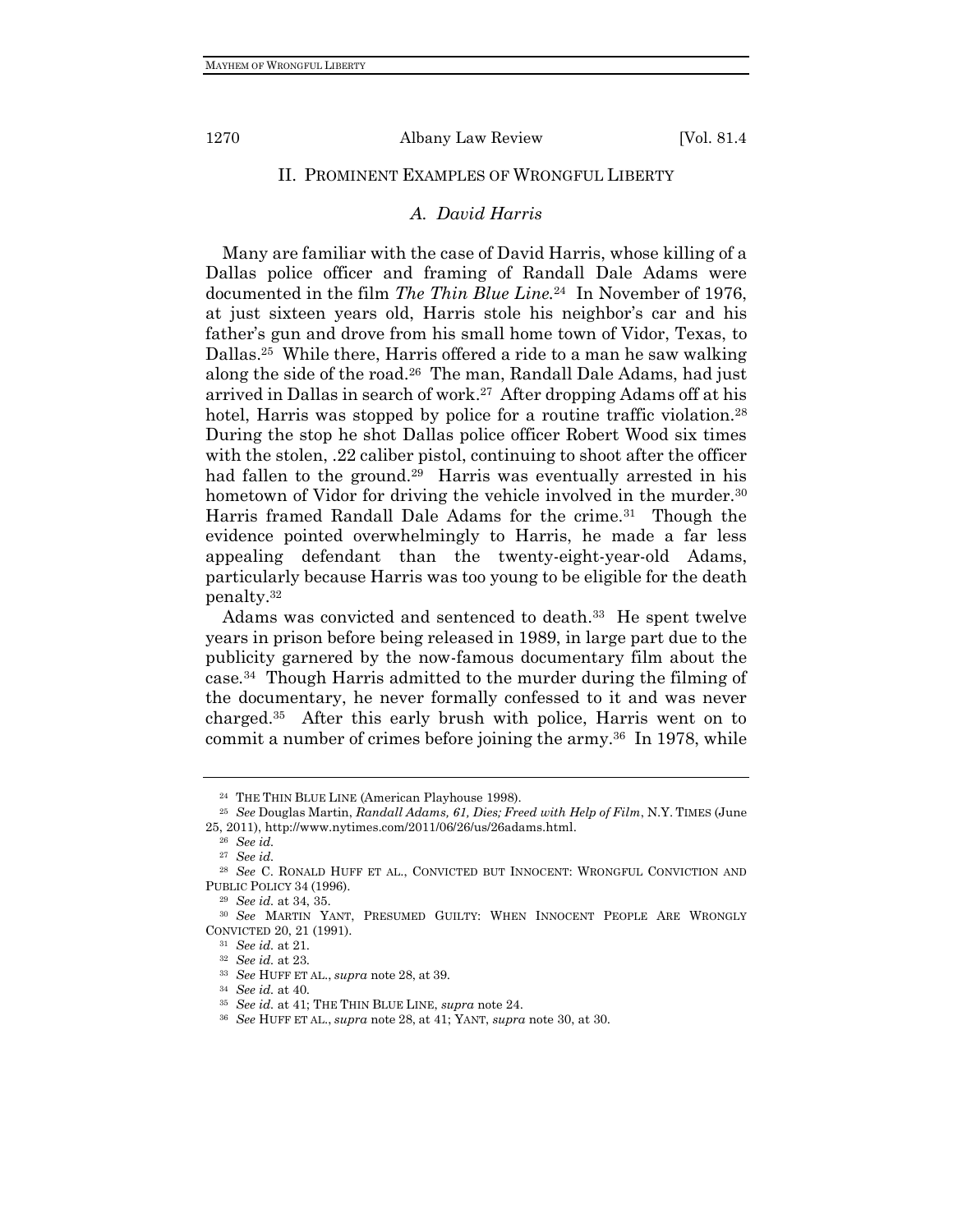## II. PROMINENT EXAMPLES OF WRONGFUL LIBERTY

### *A. David Harris*

Many are familiar with the case of David Harris, whose killing of a Dallas police officer and framing of Randall Dale Adams were documented in the film *The Thin Blue Line*.[24] In November of 1976, at just sixteen years old, Harris stole his neighbor's car and his father's gun and drove from his small home town of Vidor, Texas, to Dallas.[25] While there, Harris offered a ride to a man he saw walking along the side of the road.[26] The man, Randall Dale Adams, had just arrived in Dallas in search of work.[27] After dropping Adams off at his hotel, Harris was stopped by police for a routine traffic violation.[28] During the stop he shot Dallas police officer Robert Wood six times with the stolen, .22 caliber pistol, continuing to shoot after the officer had fallen to the ground.[29] Harris was eventually arrested in his hometown of Vidor for driving the vehicle involved in the murder.[30] Harris framed Randall Dale Adams for the crime.[31] Though the evidence pointed overwhelmingly to Harris, he made a far less appealing defendant than the twenty-eight-year-old Adams, particularly because Harris was too young to be eligible for the death penalty.[32]

Adams was convicted and sentenced to death.[33] He spent twelve years in prison before being released in 1989, in large part due to the publicity garnered by the now-famous documentary film about the case.[34] Though Harris admitted to the murder during the filming of the documentary, he never formally confessed to it and was never charged.[35] After this early brush with police, Harris went on to commit a number of crimes before joining the army.[36] In 1978, while

---

[24] THE THIN BLUE LINE (American Playhouse 1998).

[25] *See* Douglas Martin, *Randall Adams, 61, Dies; Freed with Help of Film*, N.Y. TIMES (June 25, 2011), http://www.nytimes.com/2011/06/26/us/26adams.html.

[26] *See id.*

[27] *See id.*

[28] *See* C. RONALD HUFF ET AL., CONVICTED BUT INNOCENT: WRONGFUL CONVICTION AND PUBLIC POLICY 34 (1996).

[29] *See id.* at 34, 35.

[30] *See* MARTIN YANT, PRESUMED GUILTY: WHEN INNOCENT PEOPLE ARE WRONGLY CONVICTED 20, 21 (1991).

[31] *See id.* at 21.

[32] *See id.* at 23.

[33] *See* HUFF ET AL., *supra* note 28, at 39.

[34] *See id.* at 40.

[35] *See id.* at 41; THE THIN BLUE LINE, *supra* note 24.

[36] *See* HUFF ET AL., *supra* note 28, at 41; YANT, *supra* note 30, at 30.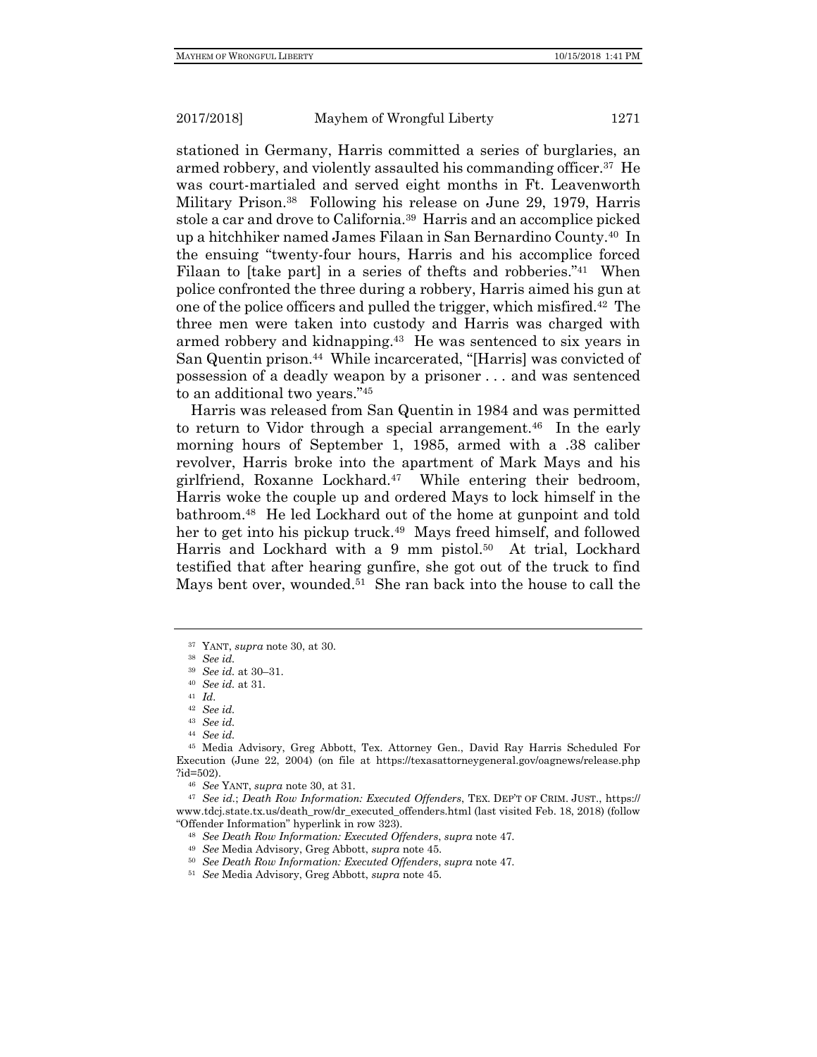stationed in Germany, Harris committed a series of burglaries, an armed robbery, and violently assaulted his commanding officer.[37] He was court-martialed and served eight months in Ft. Leavenworth Military Prison.[38] Following his release on June 29, 1979, Harris stole a car and drove to California.[39] Harris and an accomplice picked up a hitchhiker named James Filaan in San Bernardino County.[40] In the ensuing "twenty-four hours, Harris and his accomplice forced Filaan to [take part] in a series of thefts and robberies."[41] When police confronted the three during a robbery, Harris aimed his gun at one of the police officers and pulled the trigger, which misfired.[42] The three men were taken into custody and Harris was charged with armed robbery and kidnapping.[43] He was sentenced to six years in San Quentin prison.[44] While incarcerated, "[Harris] was convicted of possession of a deadly weapon by a prisoner . . . and was sentenced to an additional two years."[45]

Harris was released from San Quentin in 1984 and was permitted to return to Vidor through a special arrangement.[46] In the early morning hours of September 1, 1985, armed with a .38 caliber revolver, Harris broke into the apartment of Mark Mays and his girlfriend, Roxanne Lockhard.[47] While entering their bedroom, Harris woke the couple up and ordered Mays to lock himself in the bathroom.[48] He led Lockhard out of the home at gunpoint and told her to get into his pickup truck.[49] Mays freed himself, and followed Harris and Lockhard with a 9 mm pistol.[50] At trial, Lockhard testified that after hearing gunfire, she got out of the truck to find Mays bent over, wounded.[51] She ran back into the house to call the

---

[37] YANT, *supra* note 30, at 30.

[38] *See id.*

[39] *See id.* at 30–31.

[40] *See id.* at 31.

[41] *Id.*

[42] *See id.*

[43] *See id.*

[44] *See id.*

[45] Media Advisory, Greg Abbott, Tex. Attorney Gen., David Ray Harris Scheduled For Execution (June 22, 2004) (on file at https://texasattorneygeneral.gov/oagnews/release.php?id=502).

[46] *See* YANT, *supra* note 30, at 31.

[47] *See id.*; *Death Row Information: Executed Offenders*, TEX. DEP'T OF CRIM. JUST., https://www.tdcj.state.tx.us/death_row/dr_executed_offenders.html (last visited Feb. 18, 2018) (follow "Offender Information" hyperlink in row 323).

[48] *See Death Row Information: Executed Offenders*, *supra* note 47.

[49] *See* Media Advisory, Greg Abbott, *supra* note 45.

[50] *See Death Row Information: Executed Offenders*, *supra* note 47.

[51] *See* Media Advisory, Greg Abbott, *supra* note 45.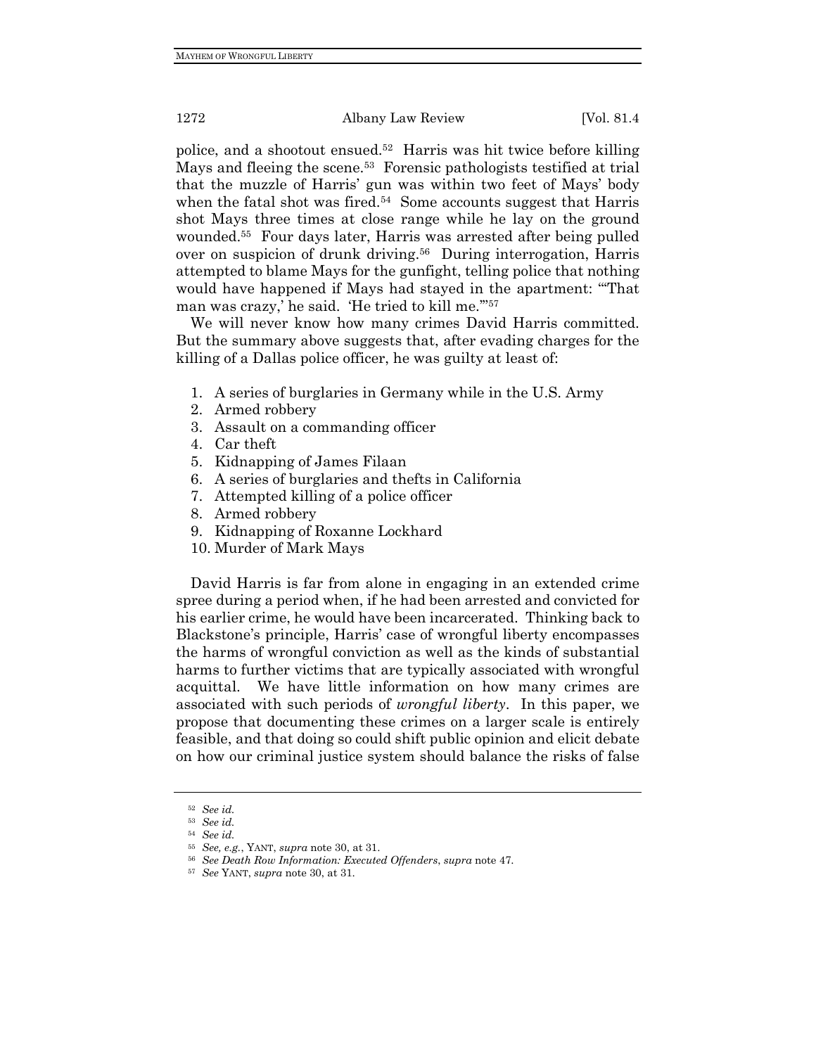police, and a shootout ensued.[52] Harris was hit twice before killing Mays and fleeing the scene.[53] Forensic pathologists testified at trial that the muzzle of Harris' gun was within two feet of Mays' body when the fatal shot was fired.[54] Some accounts suggest that Harris shot Mays three times at close range while he lay on the ground wounded.[55] Four days later, Harris was arrested after being pulled over on suspicion of drunk driving.[56] During interrogation, Harris attempted to blame Mays for the gunfight, telling police that nothing would have happened if Mays had stayed in the apartment: "'That man was crazy,' he said. 'He tried to kill me.'"[57]

We will never know how many crimes David Harris committed. But the summary above suggests that, after evading charges for the killing of a Dallas police officer, he was guilty at least of:

1. A series of burglaries in Germany while in the U.S. Army
2. Armed robbery
3. Assault on a commanding officer
4. Car theft
5. Kidnapping of James Filaan
6. A series of burglaries and thefts in California
7. Attempted killing of a police officer
8. Armed robbery
9. Kidnapping of Roxanne Lockhard
10. Murder of Mark Mays

David Harris is far from alone in engaging in an extended crime spree during a period when, if he had been arrested and convicted for his earlier crime, he would have been incarcerated. Thinking back to Blackstone's principle, Harris' case of wrongful liberty encompasses the harms of wrongful conviction as well as the kinds of substantial harms to further victims that are typically associated with wrongful acquittal. We have little information on how many crimes are associated with such periods of *wrongful liberty*. In this paper, we propose that documenting these crimes on a larger scale is entirely feasible, and that doing so could shift public opinion and elicit debate on how our criminal justice system should balance the risks of false

[52] *See id.*

[53] *See id.*

[54] *See id.*

[55] *See, e.g.*, YANT, *supra* note 30, at 31.

[56] *See Death Row Information: Executed Offenders*, *supra* note 47.

[57] *See* YANT, *supra* note 30, at 31.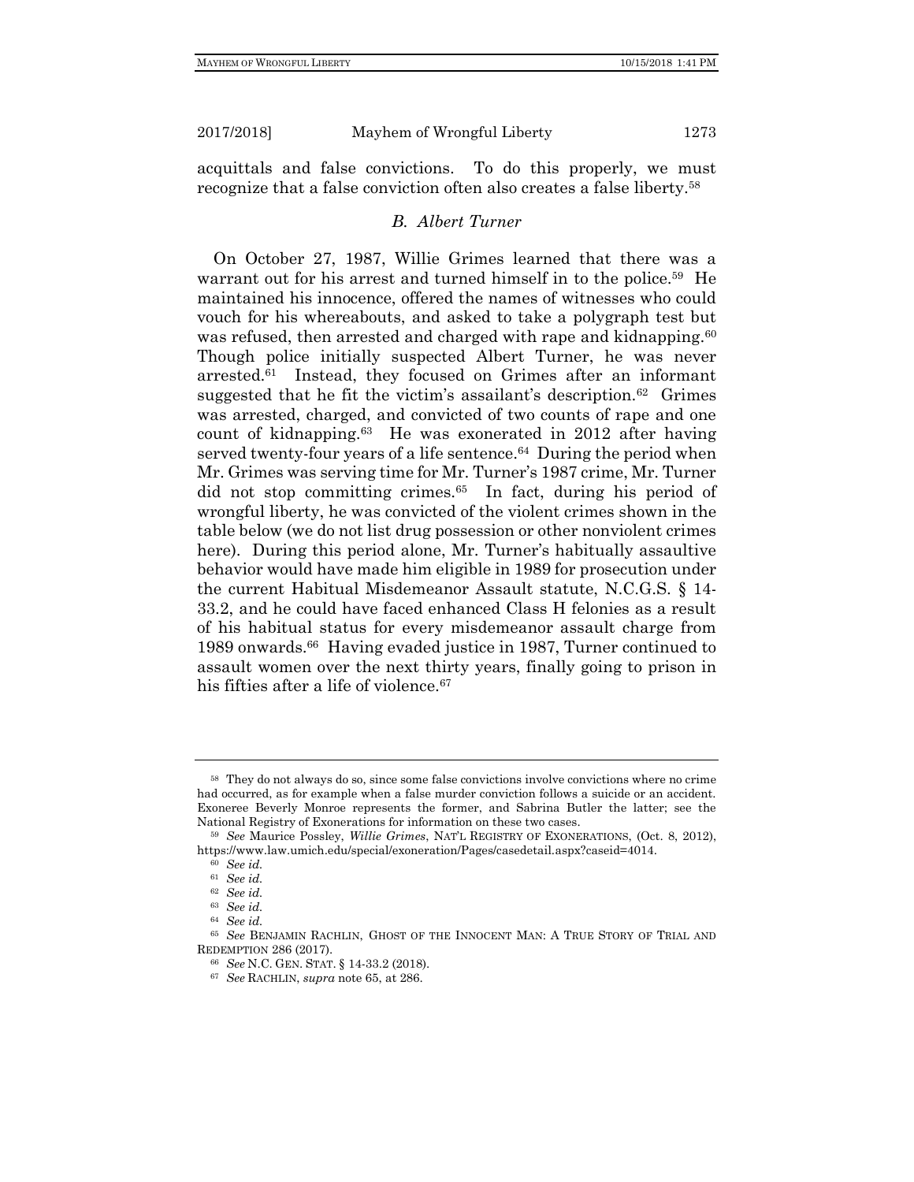acquittals and false convictions. To do this properly, we must recognize that a false conviction often also creates a false liberty.[58]

### *B. Albert Turner*

On October 27, 1987, Willie Grimes learned that there was a warrant out for his arrest and turned himself in to the police.[59] He maintained his innocence, offered the names of witnesses who could vouch for his whereabouts, and asked to take a polygraph test but was refused, then arrested and charged with rape and kidnapping.[60] Though police initially suspected Albert Turner, he was never arrested.[61] Instead, they focused on Grimes after an informant suggested that he fit the victim's assailant's description.[62] Grimes was arrested, charged, and convicted of two counts of rape and one count of kidnapping.[63] He was exonerated in 2012 after having served twenty-four years of a life sentence.[64] During the period when Mr. Grimes was serving time for Mr. Turner's 1987 crime, Mr. Turner did not stop committing crimes.[65] In fact, during his period of wrongful liberty, he was convicted of the violent crimes shown in the table below (we do not list drug possession or other nonviolent crimes here). During this period alone, Mr. Turner's habitually assaultive behavior would have made him eligible in 1989 for prosecution under the current Habitual Misdemeanor Assault statute, N.C.G.S. § 14-33.2, and he could have faced enhanced Class H felonies as a result of his habitual status for every misdemeanor assault charge from 1989 onwards.[66] Having evaded justice in 1987, Turner continued to assault women over the next thirty years, finally going to prison in his fifties after a life of violence.[67]

---

[58] They do not always do so, since some false convictions involve convictions where no crime had occurred, as for example when a false murder conviction follows a suicide or an accident. Exoneree Beverly Monroe represents the former, and Sabrina Butler the latter; see the National Registry of Exonerations for information on these two cases.

[59] *See* Maurice Possley, *Willie Grimes*, NAT'L REGISTRY OF EXONERATIONS, (Oct. 8, 2012), https://www.law.umich.edu/special/exoneration/Pages/casedetail.aspx?caseid=4014.

[60] *See id.*

[61] *See id.*

[62] *See id.*

[63] *See id.*

[64] *See id.*

[65] *See* BENJAMIN RACHLIN, GHOST OF THE INNOCENT MAN: A TRUE STORY OF TRIAL AND REDEMPTION 286 (2017).

[66] *See* N.C. GEN. STAT. § 14-33.2 (2018).

[67] *See* RACHLIN, *supra* note 65, at 286.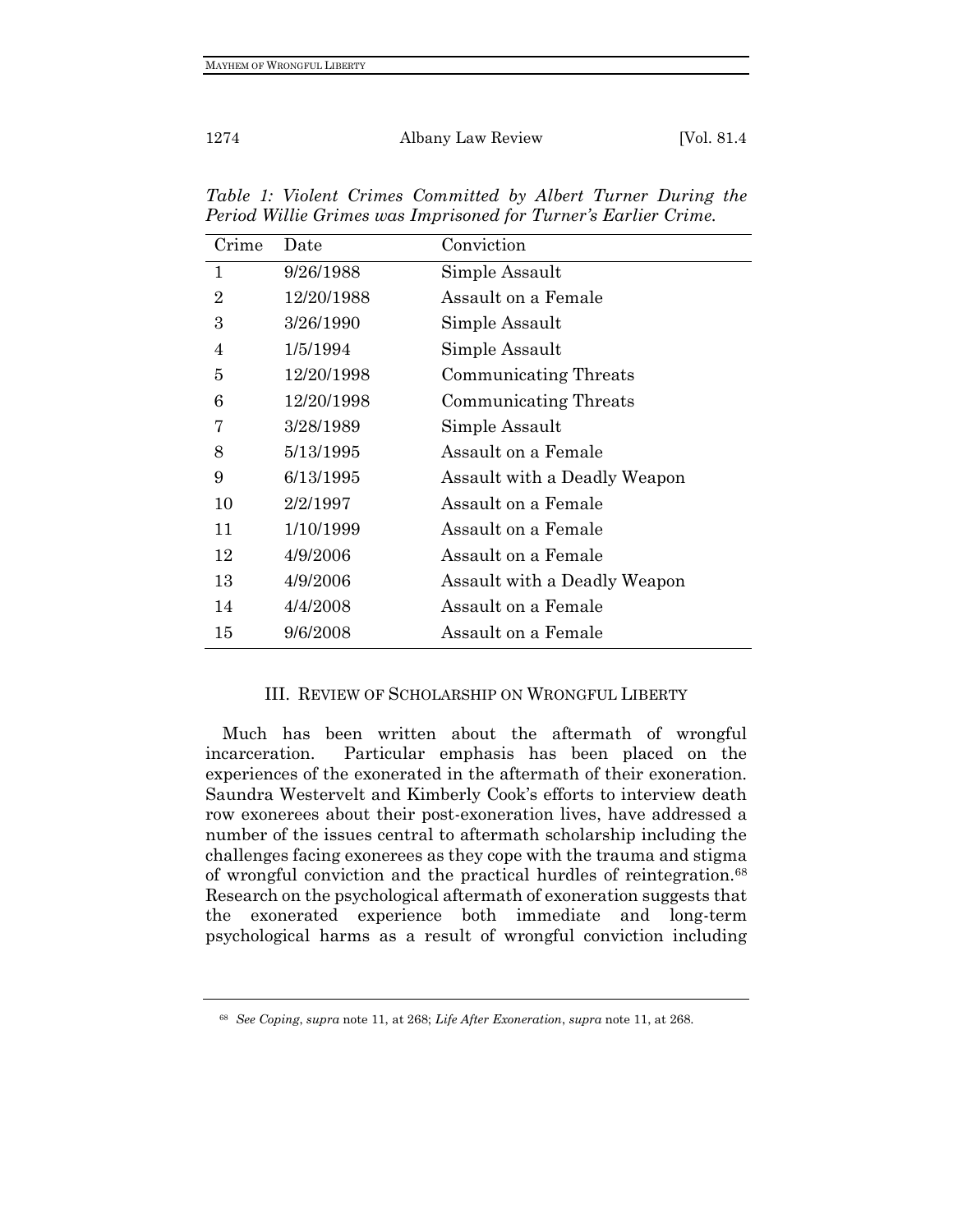*Table 1: Violent Crimes Committed by Albert Turner During the Period Willie Grimes was Imprisoned for Turner's Earlier Crime.*

| Crime | Date | Conviction |
|---|---|---|
| 1 | 9/26/1988 | Simple Assault |
| 2 | 12/20/1988 | Assault on a Female |
| 3 | 3/26/1990 | Simple Assault |
| 4 | 1/5/1994 | Simple Assault |
| 5 | 12/20/1998 | Communicating Threats |
| 6 | 12/20/1998 | Communicating Threats |
| 7 | 3/28/1989 | Simple Assault |
| 8 | 5/13/1995 | Assault on a Female |
| 9 | 6/13/1995 | Assault with a Deadly Weapon |
| 10 | 2/2/1997 | Assault on a Female |
| 11 | 1/10/1999 | Assault on a Female |
| 12 | 4/9/2006 | Assault on a Female |
| 13 | 4/9/2006 | Assault with a Deadly Weapon |
| 14 | 4/4/2008 | Assault on a Female |
| 15 | 9/6/2008 | Assault on a Female |

## III. REVIEW OF SCHOLARSHIP ON WRONGFUL LIBERTY

Much has been written about the aftermath of wrongful incarceration. Particular emphasis has been placed on the experiences of the exonerated in the aftermath of their exoneration. Saundra Westervelt and Kimberly Cook's efforts to interview death row exonerees about their post-exoneration lives, have addressed a number of the issues central to aftermath scholarship including the challenges facing exonerees as they cope with the trauma and stigma of wrongful conviction and the practical hurdles of reintegration.[68] Research on the psychological aftermath of exoneration suggests that the exonerated experience both immediate and long-term psychological harms as a result of wrongful conviction including

[68] *See Coping*, *supra* note 11, at 268; *Life After Exoneration*, *supra* note 11, at 268.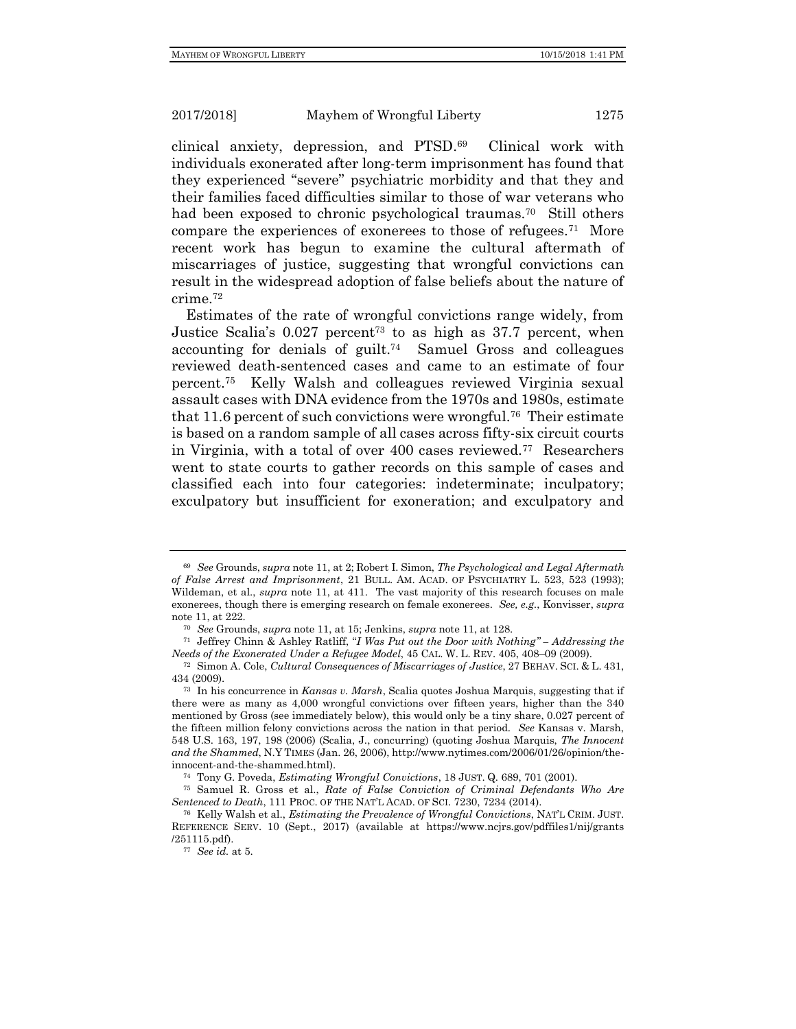clinical anxiety, depression, and PTSD.[69] Clinical work with individuals exonerated after long-term imprisonment has found that they experienced "severe" psychiatric morbidity and that they and their families faced difficulties similar to those of war veterans who had been exposed to chronic psychological traumas.[70] Still others compare the experiences of exonerees to those of refugees.[71] More recent work has begun to examine the cultural aftermath of miscarriages of justice, suggesting that wrongful convictions can result in the widespread adoption of false beliefs about the nature of crime.[72]

Estimates of the rate of wrongful convictions range widely, from Justice Scalia's 0.027 percent[73] to as high as 37.7 percent, when accounting for denials of guilt.[74] Samuel Gross and colleagues reviewed death-sentenced cases and came to an estimate of four percent.[75] Kelly Walsh and colleagues reviewed Virginia sexual assault cases with DNA evidence from the 1970s and 1980s, estimate that 11.6 percent of such convictions were wrongful.[76] Their estimate is based on a random sample of all cases across fifty-six circuit courts in Virginia, with a total of over 400 cases reviewed.[77] Researchers went to state courts to gather records on this sample of cases and classified each into four categories: indeterminate; inculpatory; exculpatory but insufficient for exoneration; and exculpatory and

---

[69] *See* Grounds, *supra* note 11, at 2; Robert I. Simon, *The Psychological and Legal Aftermath of False Arrest and Imprisonment*, 21 BULL. AM. ACAD. OF PSYCHIATRY L. 523, 523 (1993); Wildeman, et al., *supra* note 11, at 411. The vast majority of this research focuses on male exonerees, though there is emerging research on female exonerees. *See, e.g.*, Konvisser, *supra* note 11, at 222.

[70] *See* Grounds, *supra* note 11, at 15; Jenkins, *supra* note 11, at 128.

[71] Jeffrey Chinn & Ashley Ratliff, "*I Was Put out the Door with Nothing" – Addressing the Needs of the Exonerated Under a Refugee Model*, 45 CAL. W. L. REV. 405, 408–09 (2009).

[72] Simon A. Cole, *Cultural Consequences of Miscarriages of Justice*, 27 BEHAV. SCI. & L. 431, 434 (2009).

[73] In his concurrence in *Kansas v. Marsh*, Scalia quotes Joshua Marquis, suggesting that if there were as many as 4,000 wrongful convictions over fifteen years, higher than the 340 mentioned by Gross (see immediately below), this would only be a tiny share, 0.027 percent of the fifteen million felony convictions across the nation in that period. *See* Kansas v. Marsh, 548 U.S. 163, 197, 198 (2006) (Scalia, J., concurring) (quoting Joshua Marquis, *The Innocent and the Shammed*, N.Y TIMES (Jan. 26, 2006), http://www.nytimes.com/2006/01/26/opinion/the-innocent-and-the-shammed.html).

[74] Tony G. Poveda, *Estimating Wrongful Convictions*, 18 JUST. Q. 689, 701 (2001).

[75] Samuel R. Gross et al., *Rate of False Conviction of Criminal Defendants Who Are Sentenced to Death*, 111 PROC. OF THE NAT'L ACAD. OF SCI. 7230, 7234 (2014).

[76] Kelly Walsh et al., *Estimating the Prevalence of Wrongful Convictions*, NAT'L CRIM. JUST. REFERENCE SERV. 10 (Sept., 2017) (available at https://www.ncjrs.gov/pdffiles1/nij/grants/251115.pdf).

[77] *See id.* at 5.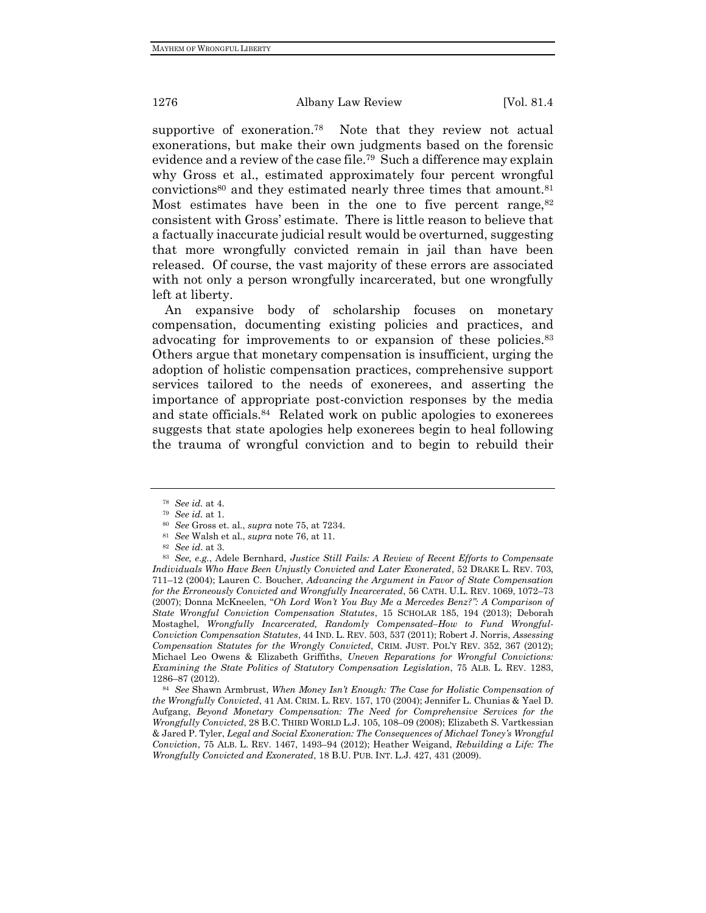supportive of exoneration.[78] Note that they review not actual exonerations, but make their own judgments based on the forensic evidence and a review of the case file.[79] Such a difference may explain why Gross et al., estimated approximately four percent wrongful convictions[80] and they estimated nearly three times that amount.[81] Most estimates have been in the one to five percent range,[82] consistent with Gross' estimate. There is little reason to believe that a factually inaccurate judicial result would be overturned, suggesting that more wrongfully convicted remain in jail than have been released. Of course, the vast majority of these errors are associated with not only a person wrongfully incarcerated, but one wrongfully left at liberty.

An expansive body of scholarship focuses on monetary compensation, documenting existing policies and practices, and advocating for improvements to or expansion of these policies.[83] Others argue that monetary compensation is insufficient, urging the adoption of holistic compensation practices, comprehensive support services tailored to the needs of exonerees, and asserting the importance of appropriate post-conviction responses by the media and state officials.[84] Related work on public apologies to exonerees suggests that state apologies help exonerees begin to heal following the trauma of wrongful conviction and to begin to rebuild their

---

[78] *See id.* at 4.

[79] *See id.* at 1.

[80] *See* Gross et. al., *supra* note 75, at 7234.

[81] *See* Walsh et al., *supra* note 76, at 11.

[82] *See id*. at 3.

[83] *See, e.g.*, Adele Bernhard, *Justice Still Fails: A Review of Recent Efforts to Compensate Individuals Who Have Been Unjustly Convicted and Later Exonerated*, 52 DRAKE L. REV. 703, 711–12 (2004); Lauren C. Boucher, *Advancing the Argument in Favor of State Compensation for the Erroneously Convicted and Wrongfully Incarcerated*, 56 CATH. U.L. REV. 1069, 1072–73 (2007); Donna McKneelen, "*Oh Lord Won't You Buy Me a Mercedes Benz?": A Comparison of State Wrongful Conviction Compensation Statutes*, 15 SCHOLAR 185, 194 (2013); Deborah Mostaghel, *Wrongfully Incarcerated, Randomly Compensated–How to Fund Wrongful-Conviction Compensation Statutes*, 44 IND. L. REV. 503, 537 (2011); Robert J. Norris, *Assessing Compensation Statutes for the Wrongly Convicted*, CRIM. JUST. POL'Y REV. 352, 367 (2012); Michael Leo Owens & Elizabeth Griffiths, *Uneven Reparations for Wrongful Convictions: Examining the State Politics of Statutory Compensation Legislation*, 75 ALB. L. REV. 1283, 1286–87 (2012).

[84] *See* Shawn Armbrust, *When Money Isn't Enough: The Case for Holistic Compensation of the Wrongfully Convicted*, 41 AM. CRIM. L. REV. 157, 170 (2004); Jennifer L. Chunias & Yael D. Aufgang, *Beyond Monetary Compensation: The Need for Comprehensive Services for the Wrongfully Convicted*, 28 B.C. THIRD WORLD L.J. 105, 108–09 (2008); Elizabeth S. Vartkessian & Jared P. Tyler, *Legal and Social Exoneration: The Consequences of Michael Toney's Wrongful Conviction*, 75 ALB. L. REV. 1467, 1493–94 (2012); Heather Weigand, *Rebuilding a Life: The Wrongfully Convicted and Exonerated*, 18 B.U. PUB. INT. L.J. 427, 431 (2009).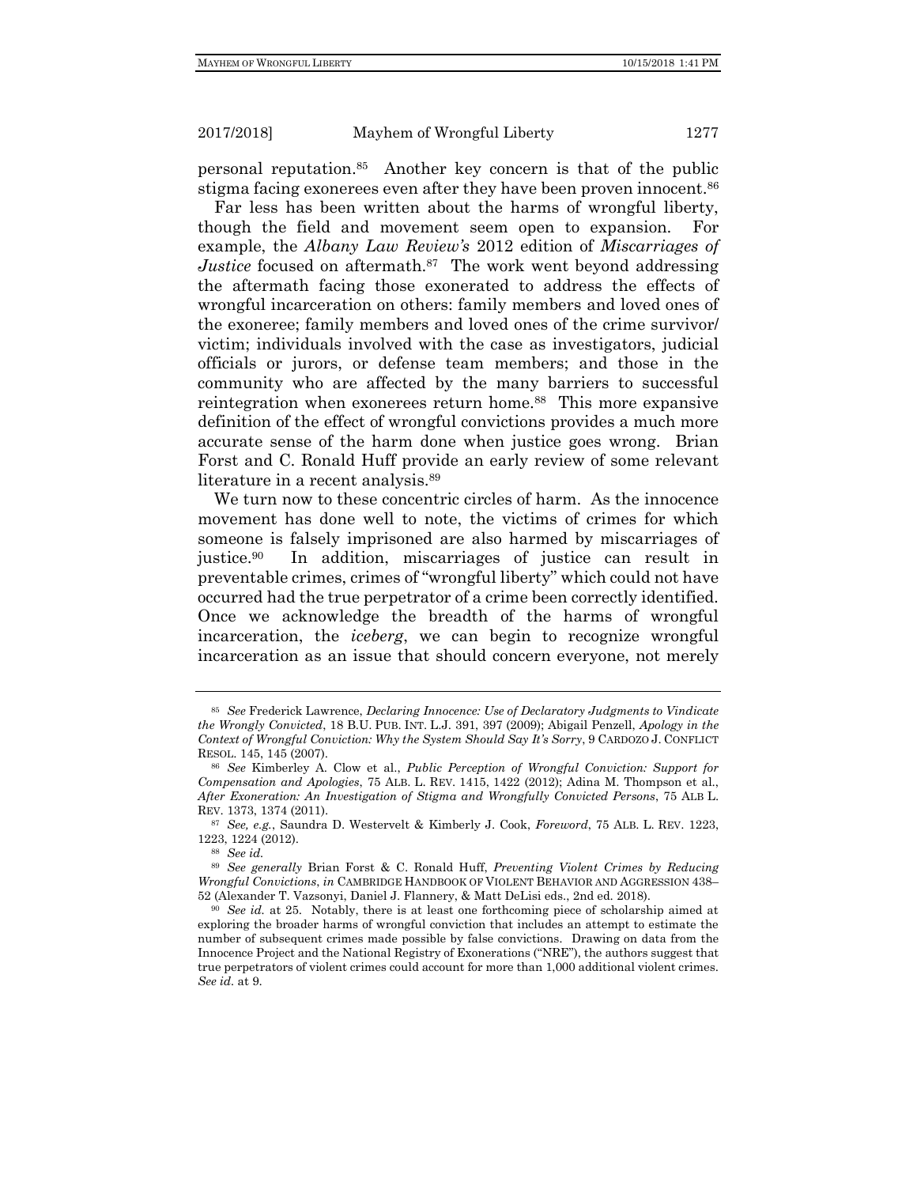personal reputation.[85] Another key concern is that of the public stigma facing exonerees even after they have been proven innocent.[86]

Far less has been written about the harms of wrongful liberty, though the field and movement seem open to expansion. For example, the *Albany Law Review's* 2012 edition of *Miscarriages of Justice* focused on aftermath.[87] The work went beyond addressing the aftermath facing those exonerated to address the effects of wrongful incarceration on others: family members and loved ones of the exoneree; family members and loved ones of the crime survivor/victim; individuals involved with the case as investigators, judicial officials or jurors, or defense team members; and those in the community who are affected by the many barriers to successful reintegration when exonerees return home.[88] This more expansive definition of the effect of wrongful convictions provides a much more accurate sense of the harm done when justice goes wrong. Brian Forst and C. Ronald Huff provide an early review of some relevant literature in a recent analysis.[89]

We turn now to these concentric circles of harm. As the innocence movement has done well to note, the victims of crimes for which someone is falsely imprisoned are also harmed by miscarriages of justice.[90] In addition, miscarriages of justice can result in preventable crimes, crimes of "wrongful liberty" which could not have occurred had the true perpetrator of a crime been correctly identified. Once we acknowledge the breadth of the harms of wrongful incarceration, the *iceberg*, we can begin to recognize wrongful incarceration as an issue that should concern everyone, not merely

---

[85] *See* Frederick Lawrence, *Declaring Innocence: Use of Declaratory Judgments to Vindicate the Wrongly Convicted*, 18 B.U. PUB. INT. L.J. 391, 397 (2009); Abigail Penzell, *Apology in the Context of Wrongful Conviction: Why the System Should Say It's Sorry*, 9 CARDOZO J. CONFLICT RESOL. 145, 145 (2007).

[86] *See* Kimberley A. Clow et al., *Public Perception of Wrongful Conviction: Support for Compensation and Apologies*, 75 ALB. L. REV. 1415, 1422 (2012); Adina M. Thompson et al., *After Exoneration: An Investigation of Stigma and Wrongfully Convicted Persons*, 75 ALB L. REV. 1373, 1374 (2011).

[87] *See, e.g.*, Saundra D. Westervelt & Kimberly J. Cook, *Foreword*, 75 ALB. L. REV. 1223, 1223, 1224 (2012).

[88] *See id.*

[89] *See generally* Brian Forst & C. Ronald Huff, *Preventing Violent Crimes by Reducing Wrongful Convictions*, *in* CAMBRIDGE HANDBOOK OF VIOLENT BEHAVIOR AND AGGRESSION 438–52 (Alexander T. Vazsonyi, Daniel J. Flannery, & Matt DeLisi eds., 2nd ed. 2018).

[90] *See id.* at 25. Notably, there is at least one forthcoming piece of scholarship aimed at exploring the broader harms of wrongful conviction that includes an attempt to estimate the number of subsequent crimes made possible by false convictions. Drawing on data from the Innocence Project and the National Registry of Exonerations ("NRE"), the authors suggest that true perpetrators of violent crimes could account for more than 1,000 additional violent crimes. *See id.* at 9.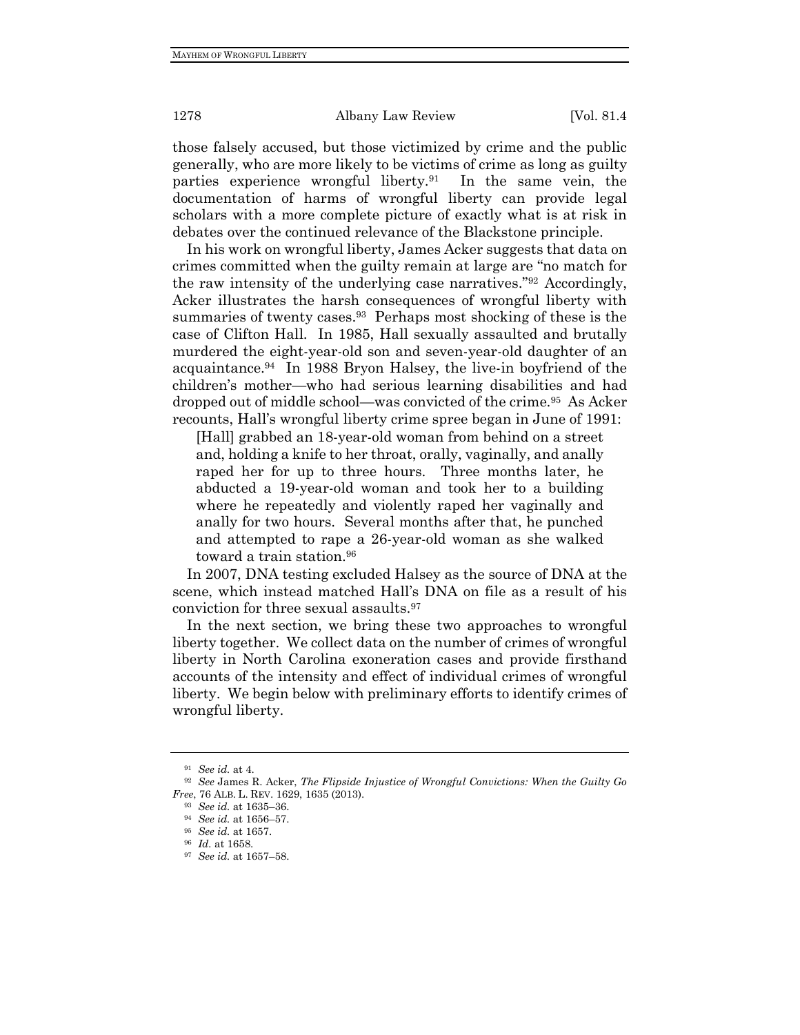those falsely accused, but those victimized by crime and the public generally, who are more likely to be victims of crime as long as guilty parties experience wrongful liberty.[91] In the same vein, the documentation of harms of wrongful liberty can provide legal scholars with a more complete picture of exactly what is at risk in debates over the continued relevance of the Blackstone principle.

In his work on wrongful liberty, James Acker suggests that data on crimes committed when the guilty remain at large are "no match for the raw intensity of the underlying case narratives."[92] Accordingly, Acker illustrates the harsh consequences of wrongful liberty with summaries of twenty cases.[93] Perhaps most shocking of these is the case of Clifton Hall. In 1985, Hall sexually assaulted and brutally murdered the eight-year-old son and seven-year-old daughter of an acquaintance.[94] In 1988 Bryon Halsey, the live-in boyfriend of the children's mother—who had serious learning disabilities and had dropped out of middle school—was convicted of the crime.[95] As Acker recounts, Hall's wrongful liberty crime spree began in June of 1991:

> [Hall] grabbed an 18-year-old woman from behind on a street and, holding a knife to her throat, orally, vaginally, and anally raped her for up to three hours. Three months later, he abducted a 19-year-old woman and took her to a building where he repeatedly and violently raped her vaginally and anally for two hours. Several months after that, he punched and attempted to rape a 26-year-old woman as she walked toward a train station.[96]

In 2007, DNA testing excluded Halsey as the source of DNA at the scene, which instead matched Hall's DNA on file as a result of his conviction for three sexual assaults.[97]

In the next section, we bring these two approaches to wrongful liberty together. We collect data on the number of crimes of wrongful liberty in North Carolina exoneration cases and provide firsthand accounts of the intensity and effect of individual crimes of wrongful liberty. We begin below with preliminary efforts to identify crimes of wrongful liberty.

---

[91] *See id.* at 4.

[92] *See* James R. Acker, *The Flipside Injustice of Wrongful Convictions: When the Guilty Go Free*, 76 ALB. L. REV. 1629, 1635 (2013).

[93] *See id.* at 1635–36.

[94] *See id.* at 1656–57.

[95] *See id.* at 1657.

[96] *Id.* at 1658.

[97] *See id.* at 1657–58.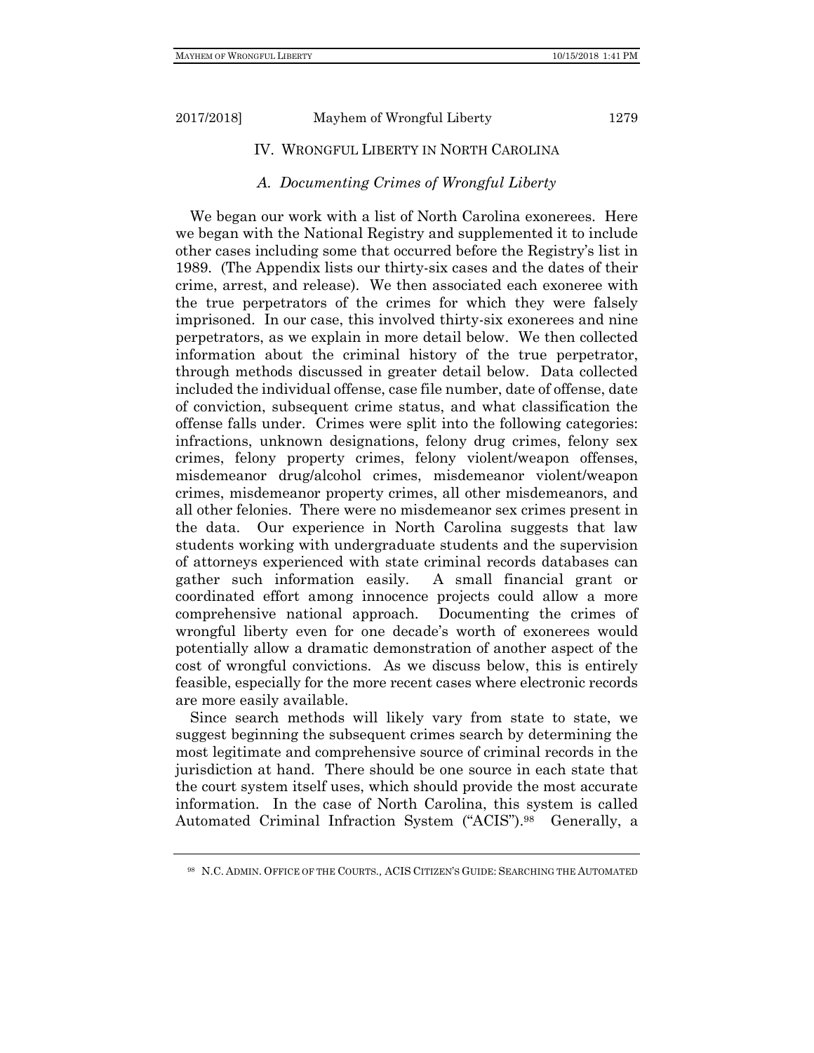## IV. WRONGFUL LIBERTY IN NORTH CAROLINA

### *A. Documenting Crimes of Wrongful Liberty*

We began our work with a list of North Carolina exonerees. Here we began with the National Registry and supplemented it to include other cases including some that occurred before the Registry's list in 1989. (The Appendix lists our thirty-six cases and the dates of their crime, arrest, and release). We then associated each exoneree with the true perpetrators of the crimes for which they were falsely imprisoned. In our case, this involved thirty-six exonerees and nine perpetrators, as we explain in more detail below. We then collected information about the criminal history of the true perpetrator, through methods discussed in greater detail below. Data collected included the individual offense, case file number, date of offense, date of conviction, subsequent crime status, and what classification the offense falls under. Crimes were split into the following categories: infractions, unknown designations, felony drug crimes, felony sex crimes, felony property crimes, felony violent/weapon offenses, misdemeanor drug/alcohol crimes, misdemeanor violent/weapon crimes, misdemeanor property crimes, all other misdemeanors, and all other felonies. There were no misdemeanor sex crimes present in the data. Our experience in North Carolina suggests that law students working with undergraduate students and the supervision of attorneys experienced with state criminal records databases can gather such information easily. A small financial grant or coordinated effort among innocence projects could allow a more comprehensive national approach. Documenting the crimes of wrongful liberty even for one decade's worth of exonerees would potentially allow a dramatic demonstration of another aspect of the cost of wrongful convictions. As we discuss below, this is entirely feasible, especially for the more recent cases where electronic records are more easily available.

Since search methods will likely vary from state to state, we suggest beginning the subsequent crimes search by determining the most legitimate and comprehensive source of criminal records in the jurisdiction at hand. There should be one source in each state that the court system itself uses, which should provide the most accurate information. In the case of North Carolina, this system is called Automated Criminal Infraction System ("ACIS").[98] Generally, a

---

[98] N.C. ADMIN. OFFICE OF THE COURTS., ACIS CITIZEN'S GUIDE: SEARCHING THE AUTOMATED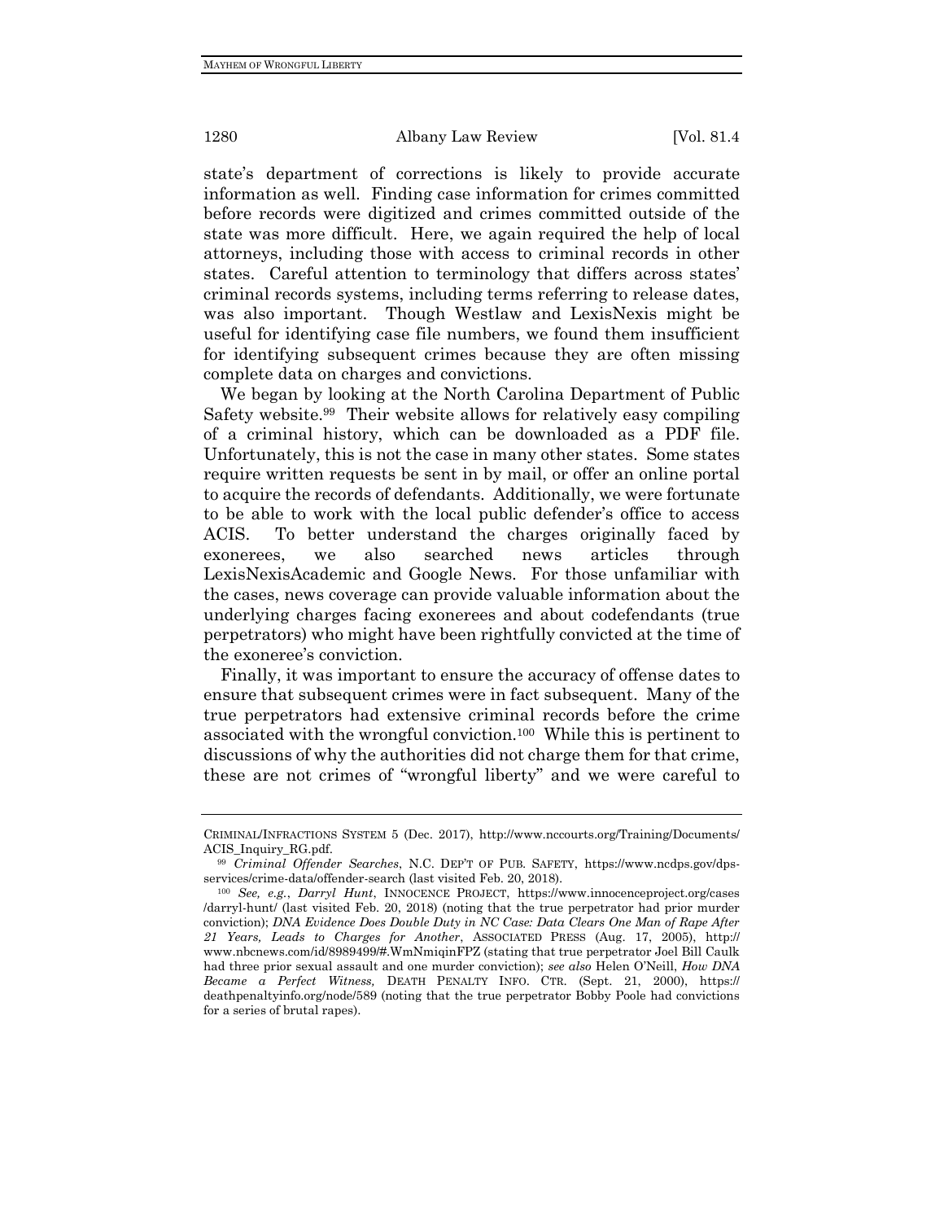state's department of corrections is likely to provide accurate information as well. Finding case information for crimes committed before records were digitized and crimes committed outside of the state was more difficult. Here, we again required the help of local attorneys, including those with access to criminal records in other states. Careful attention to terminology that differs across states' criminal records systems, including terms referring to release dates, was also important. Though Westlaw and LexisNexis might be useful for identifying case file numbers, we found them insufficient for identifying subsequent crimes because they are often missing complete data on charges and convictions.

We began by looking at the North Carolina Department of Public Safety website.[99] Their website allows for relatively easy compiling of a criminal history, which can be downloaded as a PDF file. Unfortunately, this is not the case in many other states. Some states require written requests be sent in by mail, or offer an online portal to acquire the records of defendants. Additionally, we were fortunate to be able to work with the local public defender's office to access ACIS. To better understand the charges originally faced by exonerees, we also searched news articles through LexisNexisAcademic and Google News. For those unfamiliar with the cases, news coverage can provide valuable information about the underlying charges facing exonerees and about codefendants (true perpetrators) who might have been rightfully convicted at the time of the exoneree's conviction.

Finally, it was important to ensure the accuracy of offense dates to ensure that subsequent crimes were in fact subsequent. Many of the true perpetrators had extensive criminal records before the crime associated with the wrongful conviction.[100] While this is pertinent to discussions of why the authorities did not charge them for that crime, these are not crimes of "wrongful liberty" and we were careful to

---

CRIMINAL/INFRACTIONS SYSTEM 5 (Dec. 2017), http://www.nccourts.org/Training/Documents/ACIS_Inquiry_RG.pdf.

[99] *Criminal Offender Searches*, N.C. DEP'T OF PUB. SAFETY, https://www.ncdps.gov/dps-services/crime-data/offender-search (last visited Feb. 20, 2018).

[100] *See, e.g.*, *Darryl Hunt*, INNOCENCE PROJECT, https://www.innocenceproject.org/cases/darryl-hunt/ (last visited Feb. 20, 2018) (noting that the true perpetrator had prior murder conviction); *DNA Evidence Does Double Duty in NC Case: Data Clears One Man of Rape After 21 Years, Leads to Charges for Another*, ASSOCIATED PRESS (Aug. 17, 2005), http://www.nbcnews.com/id/8989499/#.WmNmiqinFPZ (stating that true perpetrator Joel Bill Caulk had three prior sexual assault and one murder conviction); *see also* Helen O'Neill, *How DNA Became a Perfect Witness,* DEATH PENALTY INFO. CTR. (Sept. 21, 2000), https://deathpenaltyinfo.org/node/589 (noting that the true perpetrator Bobby Poole had convictions for a series of brutal rapes).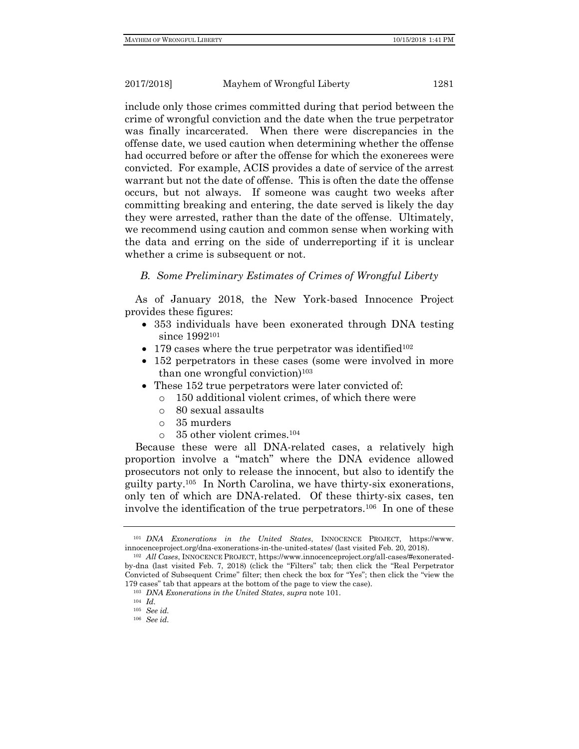include only those crimes committed during that period between the crime of wrongful conviction and the date when the true perpetrator was finally incarcerated. When there were discrepancies in the offense date, we used caution when determining whether the offense had occurred before or after the offense for which the exonerees were convicted. For example, ACIS provides a date of service of the arrest warrant but not the date of offense. This is often the date the offense occurs, but not always. If someone was caught two weeks after committing breaking and entering, the date served is likely the day they were arrested, rather than the date of the offense. Ultimately, we recommend using caution and common sense when working with the data and erring on the side of underreporting if it is unclear whether a crime is subsequent or not.

### *B. Some Preliminary Estimates of Crimes of Wrongful Liberty*

As of January 2018, the New York-based Innocence Project provides these figures:

- 353 individuals have been exonerated through DNA testing since 1992[101]
- 179 cases where the true perpetrator was identified[102]
- 152 perpetrators in these cases (some were involved in more than one wrongful conviction)[103]
- These 152 true perpetrators were later convicted of:
  - 150 additional violent crimes, of which there were
  - 80 sexual assaults
  - 35 murders
  - 35 other violent crimes.[104]

Because these were all DNA-related cases, a relatively high proportion involve a "match" where the DNA evidence allowed prosecutors not only to release the innocent, but also to identify the guilty party.[105] In North Carolina, we have thirty-six exonerations, only ten of which are DNA-related. Of these thirty-six cases, ten involve the identification of the true perpetrators.[106] In one of these

---

[101] *DNA Exonerations in the United States*, INNOCENCE PROJECT, https://www.innocenceproject.org/dna-exonerations-in-the-united-states/ (last visited Feb. 20, 2018).

[102] *All Cases*, INNOCENCE PROJECT, https://www.innocenceproject.org/all-cases/#exonerated-by-dna (last visited Feb. 7, 2018) (click the "Filters" tab; then click the "Real Perpetrator Convicted of Subsequent Crime" filter; then check the box for "Yes"; then click the "view the 179 cases" tab that appears at the bottom of the page to view the case).

[103] *DNA Exonerations in the United States*, *supra* note 101.

[104] *Id.*

[105] *See id.*

[106] *See id.*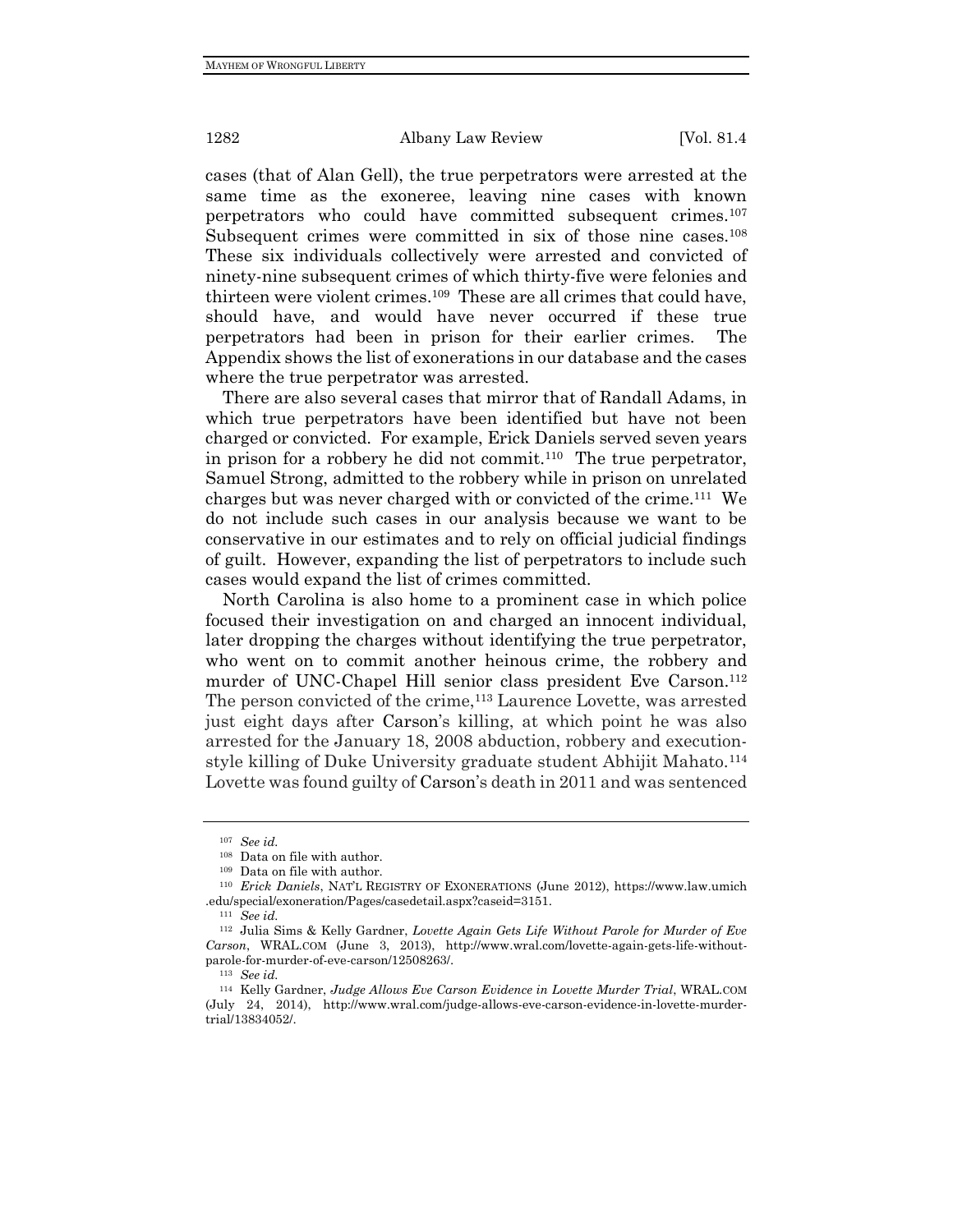cases (that of Alan Gell), the true perpetrators were arrested at the same time as the exoneree, leaving nine cases with known perpetrators who could have committed subsequent crimes.[107] Subsequent crimes were committed in six of those nine cases.[108] These six individuals collectively were arrested and convicted of ninety-nine subsequent crimes of which thirty-five were felonies and thirteen were violent crimes.[109] These are all crimes that could have, should have, and would have never occurred if these true perpetrators had been in prison for their earlier crimes. The Appendix shows the list of exonerations in our database and the cases where the true perpetrator was arrested.

There are also several cases that mirror that of Randall Adams, in which true perpetrators have been identified but have not been charged or convicted. For example, Erick Daniels served seven years in prison for a robbery he did not commit.[110] The true perpetrator, Samuel Strong, admitted to the robbery while in prison on unrelated charges but was never charged with or convicted of the crime.[111] We do not include such cases in our analysis because we want to be conservative in our estimates and to rely on official judicial findings of guilt. However, expanding the list of perpetrators to include such cases would expand the list of crimes committed.

North Carolina is also home to a prominent case in which police focused their investigation on and charged an innocent individual, later dropping the charges without identifying the true perpetrator, who went on to commit another heinous crime, the robbery and murder of UNC-Chapel Hill senior class president Eve Carson.[112] The person convicted of the crime,[113] Laurence Lovette, was arrested just eight days after Carson's killing, at which point he was also arrested for the January 18, 2008 abduction, robbery and execution-style killing of Duke University graduate student Abhijit Mahato.[114] Lovette was found guilty of Carson's death in 2011 and was sentenced

---

[107] *See id.*

[108] Data on file with author.

[109] Data on file with author.

[110] *Erick Daniels*, NAT'L REGISTRY OF EXONERATIONS (June 2012), https://www.law.umich.edu/special/exoneration/Pages/casedetail.aspx?caseid=3151.

[111] *See id.*

[112] Julia Sims & Kelly Gardner, *Lovette Again Gets Life Without Parole for Murder of Eve Carson*, WRAL.COM (June 3, 2013), http://www.wral.com/lovette-again-gets-life-without-parole-for-murder-of-eve-carson/12508263/.

[113] *See id.*

[114] Kelly Gardner, *Judge Allows Eve Carson Evidence in Lovette Murder Trial*, WRAL.COM (July 24, 2014), http://www.wral.com/judge-allows-eve-carson-evidence-in-lovette-murder-trial/13834052/.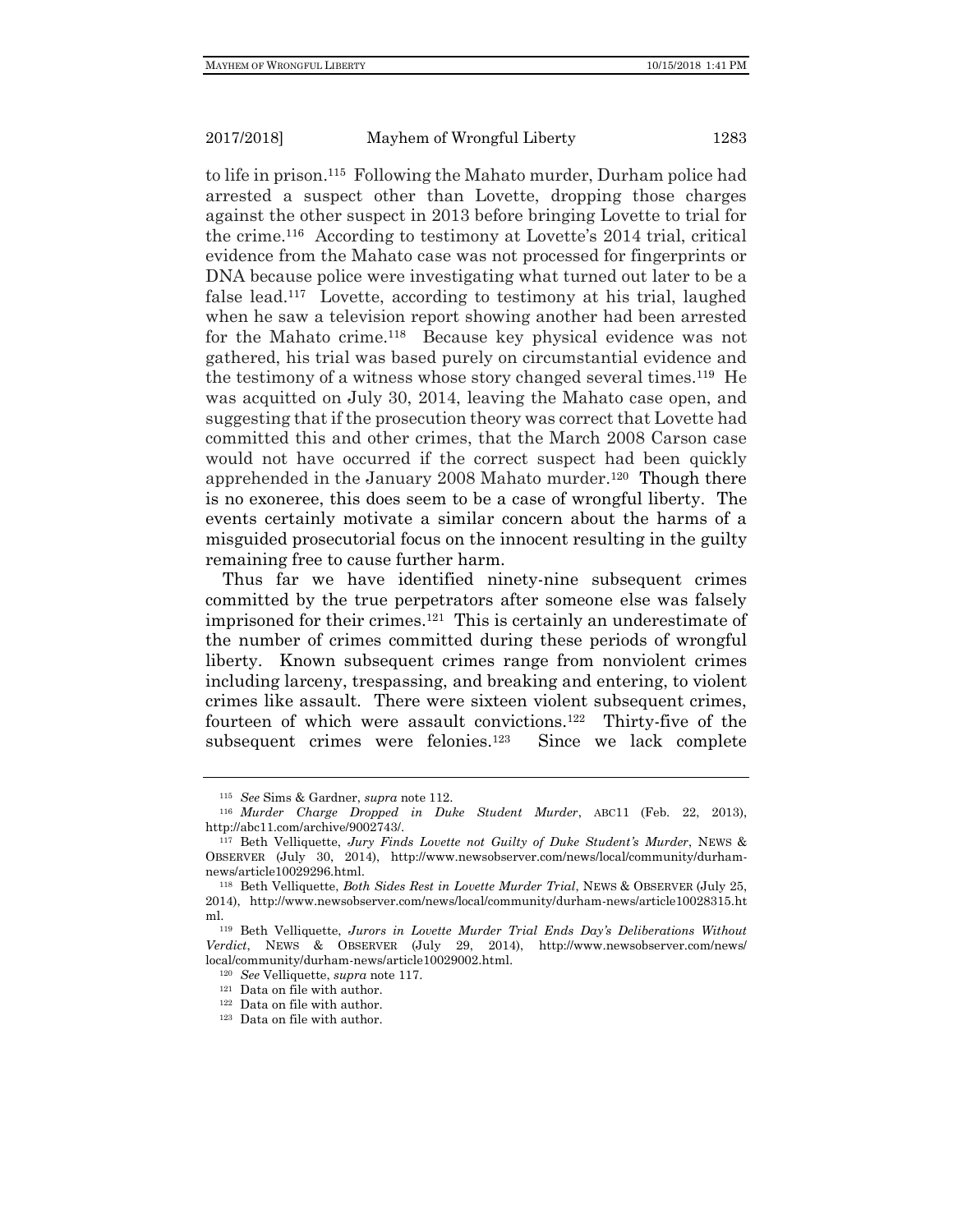to life in prison.[115] Following the Mahato murder, Durham police had arrested a suspect other than Lovette, dropping those charges against the other suspect in 2013 before bringing Lovette to trial for the crime.[116] According to testimony at Lovette's 2014 trial, critical evidence from the Mahato case was not processed for fingerprints or DNA because police were investigating what turned out later to be a false lead.[117] Lovette, according to testimony at his trial, laughed when he saw a television report showing another had been arrested for the Mahato crime.[118] Because key physical evidence was not gathered, his trial was based purely on circumstantial evidence and the testimony of a witness whose story changed several times.[119] He was acquitted on July 30, 2014, leaving the Mahato case open, and suggesting that if the prosecution theory was correct that Lovette had committed this and other crimes, that the March 2008 Carson case would not have occurred if the correct suspect had been quickly apprehended in the January 2008 Mahato murder.[120] Though there is no exoneree, this does seem to be a case of wrongful liberty. The events certainly motivate a similar concern about the harms of a misguided prosecutorial focus on the innocent resulting in the guilty remaining free to cause further harm.

Thus far we have identified ninety-nine subsequent crimes committed by the true perpetrators after someone else was falsely imprisoned for their crimes.[121] This is certainly an underestimate of the number of crimes committed during these periods of wrongful liberty. Known subsequent crimes range from nonviolent crimes including larceny, trespassing, and breaking and entering, to violent crimes like assault. There were sixteen violent subsequent crimes, fourteen of which were assault convictions.[122] Thirty-five of the subsequent crimes were felonies.[123] Since we lack complete

---

[115] *See* Sims & Gardner, *supra* note 112.

[116] *Murder Charge Dropped in Duke Student Murder*, ABC11 (Feb. 22, 2013), http://abc11.com/archive/9002743/.

[117] Beth Velliquette, *Jury Finds Lovette not Guilty of Duke Student's Murder*, NEWS & OBSERVER (July 30, 2014), http://www.newsobserver.com/news/local/community/durham-news/article10029296.html.

[118] Beth Velliquette, *Both Sides Rest in Lovette Murder Trial*, NEWS & OBSERVER (July 25, 2014), http://www.newsobserver.com/news/local/community/durham-news/article10028315.html.

[119] Beth Velliquette, *Jurors in Lovette Murder Trial Ends Day's Deliberations Without Verdict*, NEWS & OBSERVER (July 29, 2014), http://www.newsobserver.com/news/local/community/durham-news/article10029002.html.

[120] *See* Velliquette, *supra* note 117.

[121] Data on file with author.

[122] Data on file with author.

[123] Data on file with author.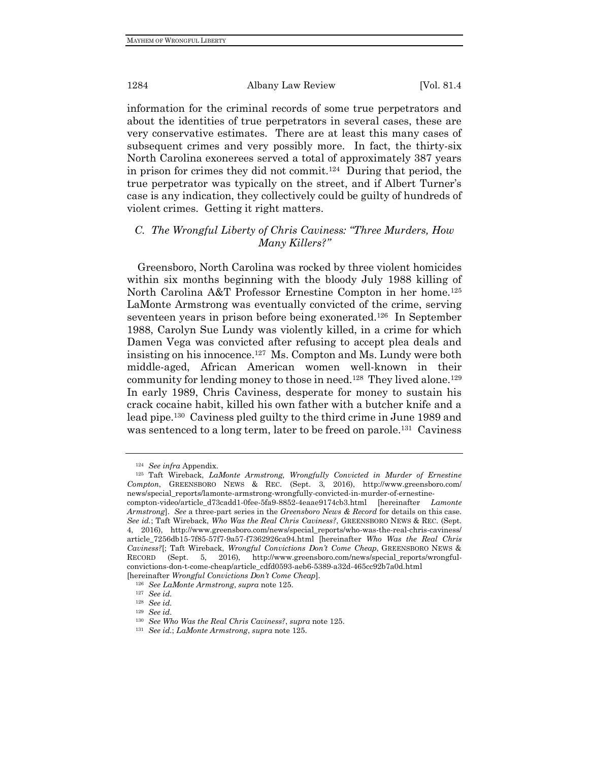information for the criminal records of some true perpetrators and about the identities of true perpetrators in several cases, these are very conservative estimates. There are at least this many cases of subsequent crimes and very possibly more. In fact, the thirty-six North Carolina exonerees served a total of approximately 387 years in prison for crimes they did not commit.[124] During that period, the true perpetrator was typically on the street, and if Albert Turner's case is any indication, they collectively could be guilty of hundreds of violent crimes. Getting it right matters.

### *C. The Wrongful Liberty of Chris Caviness: "Three Murders, How Many Killers?"*

Greensboro, North Carolina was rocked by three violent homicides within six months beginning with the bloody July 1988 killing of North Carolina A&T Professor Ernestine Compton in her home.[125] LaMonte Armstrong was eventually convicted of the crime, serving seventeen years in prison before being exonerated.[126] In September 1988, Carolyn Sue Lundy was violently killed, in a crime for which Damen Vega was convicted after refusing to accept plea deals and insisting on his innocence.[127] Ms. Compton and Ms. Lundy were both middle-aged, African American women well-known in their community for lending money to those in need.[128] They lived alone.[129] In early 1989, Chris Caviness, desperate for money to sustain his crack cocaine habit, killed his own father with a butcher knife and a lead pipe.[130] Caviness pled guilty to the third crime in June 1989 and was sentenced to a long term, later to be freed on parole.[131] Caviness

---

[124] *See infra* Appendix.

[125] Taft Wireback, *LaMonte Armstrong, Wrongfully Convicted in Murder of Ernestine Compton*, GREENSBORO NEWS & REC. (Sept. 3, 2016), http://www.greensboro.com/news/special_reports/lamonte-armstrong-wrongfully-convicted-in-murder-of-ernestine-compton-video/article_d73cadd1-0fee-5fa9-8852-4eaae9174cb3.html [hereinafter *Lamonte Armstrong*]. *See* a three-part series in the *Greensboro News & Record* for details on this case. *See id.*; Taft Wireback, *Who Was the Real Chris Caviness?*, GREENSBORO NEWS & REC. (Sept. 4, 2016), http://www.greensboro.com/news/special_reports/who-was-the-real-chris-caviness/article_7256db15-7f85-57f7-9a57-f7362926ca94.html [hereinafter *Who Was the Real Chris Caviness?*[; Taft Wireback, *Wrongful Convictions Don't Come Cheap*, GREENSBORO NEWS & RECORD (Sept. 5, 2016), http://www.greensboro.com/news/special_reports/wrongful-convictions-don-t-come-cheap/article_cdfd0593-aeb6-5389-a32d-465cc92b7a0d.html [hereinafter *Wrongful Convictions Don't Come Cheap*].

[126] *See LaMonte Armstrong*, *supra* note 125.

[127] *See id.*

[128] *See id.*

[129] *See id.*

[130] *See Who Was the Real Chris Caviness?*, *supra* note 125.

[131] *See id.*; *LaMonte Armstrong*, *supra* note 125.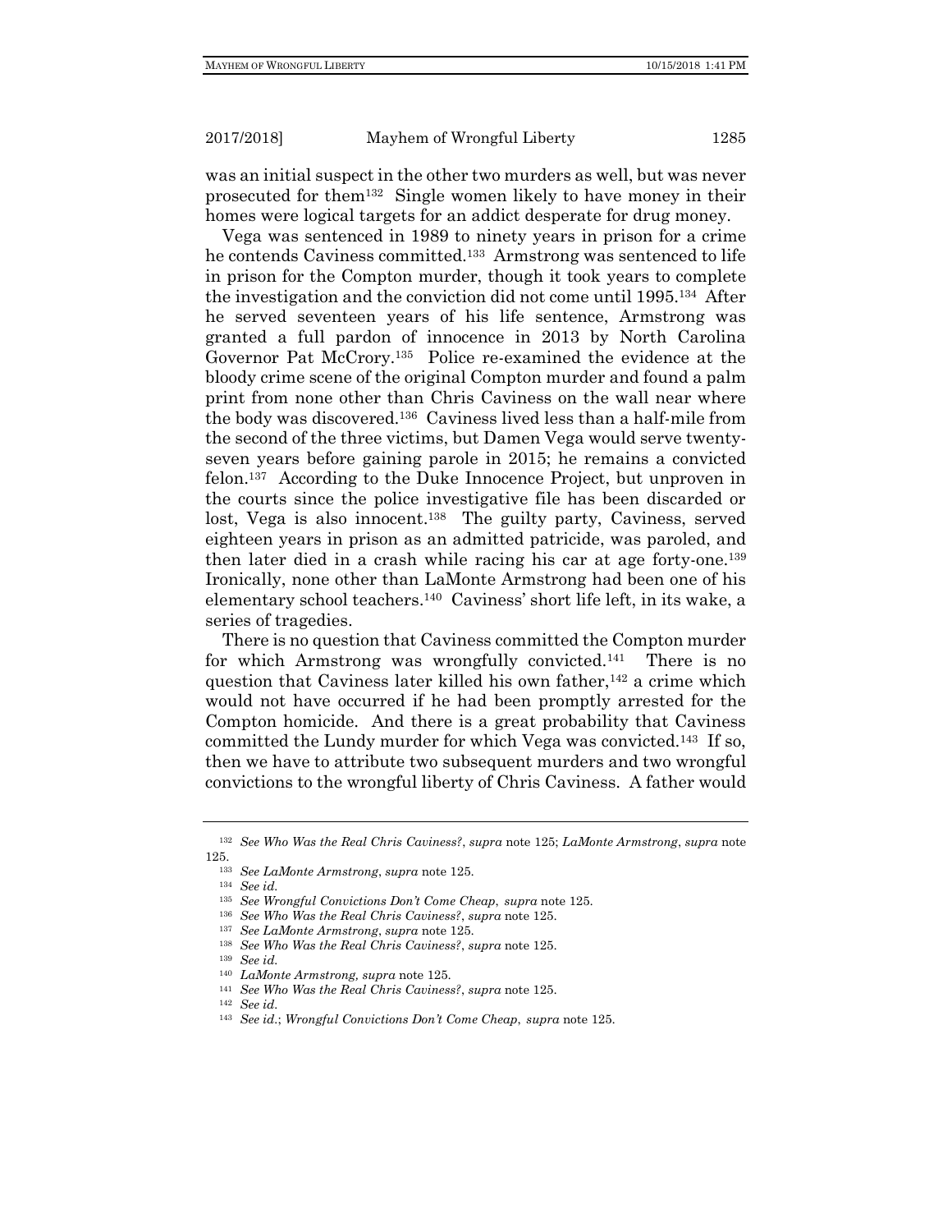was an initial suspect in the other two murders as well, but was never prosecuted for them[132] Single women likely to have money in their homes were logical targets for an addict desperate for drug money.

Vega was sentenced in 1989 to ninety years in prison for a crime he contends Caviness committed.[133] Armstrong was sentenced to life in prison for the Compton murder, though it took years to complete the investigation and the conviction did not come until 1995.[134] After he served seventeen years of his life sentence, Armstrong was granted a full pardon of innocence in 2013 by North Carolina Governor Pat McCrory.[135] Police re-examined the evidence at the bloody crime scene of the original Compton murder and found a palm print from none other than Chris Caviness on the wall near where the body was discovered.[136] Caviness lived less than a half-mile from the second of the three victims, but Damen Vega would serve twenty-seven years before gaining parole in 2015; he remains a convicted felon.[137] According to the Duke Innocence Project, but unproven in the courts since the police investigative file has been discarded or lost, Vega is also innocent.[138] The guilty party, Caviness, served eighteen years in prison as an admitted patricide, was paroled, and then later died in a crash while racing his car at age forty-one.[139] Ironically, none other than LaMonte Armstrong had been one of his elementary school teachers.[140] Caviness' short life left, in its wake, a series of tragedies.

There is no question that Caviness committed the Compton murder for which Armstrong was wrongfully convicted.[141] There is no question that Caviness later killed his own father,[142] a crime which would not have occurred if he had been promptly arrested for the Compton homicide. And there is a great probability that Caviness committed the Lundy murder for which Vega was convicted.[143] If so, then we have to attribute two subsequent murders and two wrongful convictions to the wrongful liberty of Chris Caviness. A father would

---

[132] *See Who Was the Real Chris Caviness?*, *supra* note 125; *LaMonte Armstrong*, *supra* note 125.

[133] *See LaMonte Armstrong*, *supra* note 125.

[134] *See id.*

[135] *See Wrongful Convictions Don't Come Cheap*, *supra* note 125.

[136] *See Who Was the Real Chris Caviness?*, *supra* note 125.

[137] *See LaMonte Armstrong*, *supra* note 125.

[138] *See Who Was the Real Chris Caviness?*, *supra* note 125.

[139] *See id.*

[140] *LaMonte Armstrong*, *supra* note 125.

[141] *See Who Was the Real Chris Caviness?*, *supra* note 125.

[142] *See id.*

[143] *See id.*; *Wrongful Convictions Don't Come Cheap*, *supra* note 125.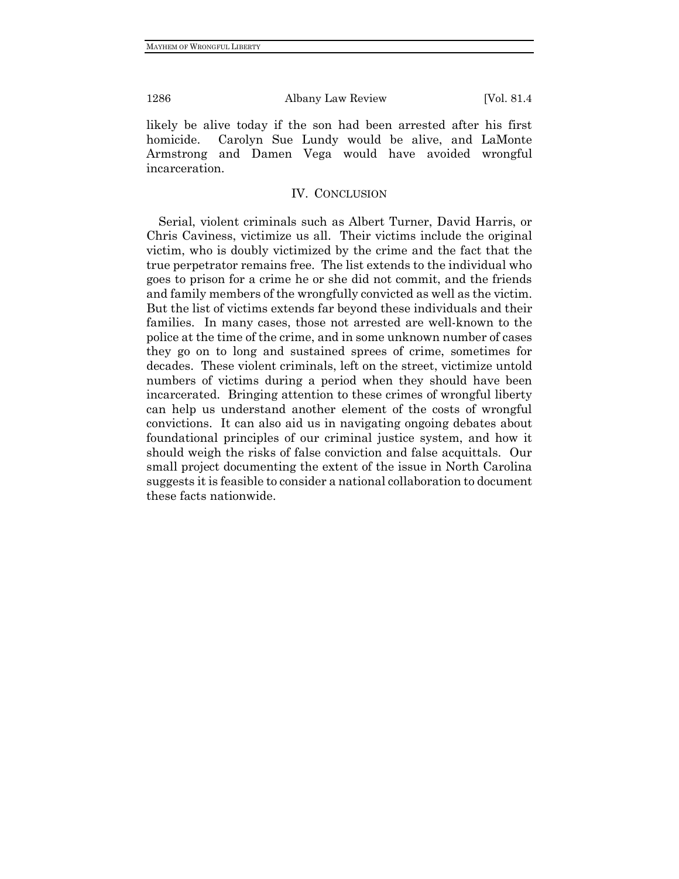likely be alive today if the son had been arrested after his first homicide. Carolyn Sue Lundy would be alive, and LaMonte Armstrong and Damen Vega would have avoided wrongful incarceration.

## IV. CONCLUSION

Serial, violent criminals such as Albert Turner, David Harris, or Chris Caviness, victimize us all. Their victims include the original victim, who is doubly victimized by the crime and the fact that the true perpetrator remains free. The list extends to the individual who goes to prison for a crime he or she did not commit, and the friends and family members of the wrongfully convicted as well as the victim. But the list of victims extends far beyond these individuals and their families. In many cases, those not arrested are well-known to the police at the time of the crime, and in some unknown number of cases they go on to long and sustained sprees of crime, sometimes for decades. These violent criminals, left on the street, victimize untold numbers of victims during a period when they should have been incarcerated. Bringing attention to these crimes of wrongful liberty can help us understand another element of the costs of wrongful convictions. It can also aid us in navigating ongoing debates about foundational principles of our criminal justice system, and how it should weigh the risks of false conviction and false acquittals. Our small project documenting the extent of the issue in North Carolina suggests it is feasible to consider a national collaboration to document these facts nationwide.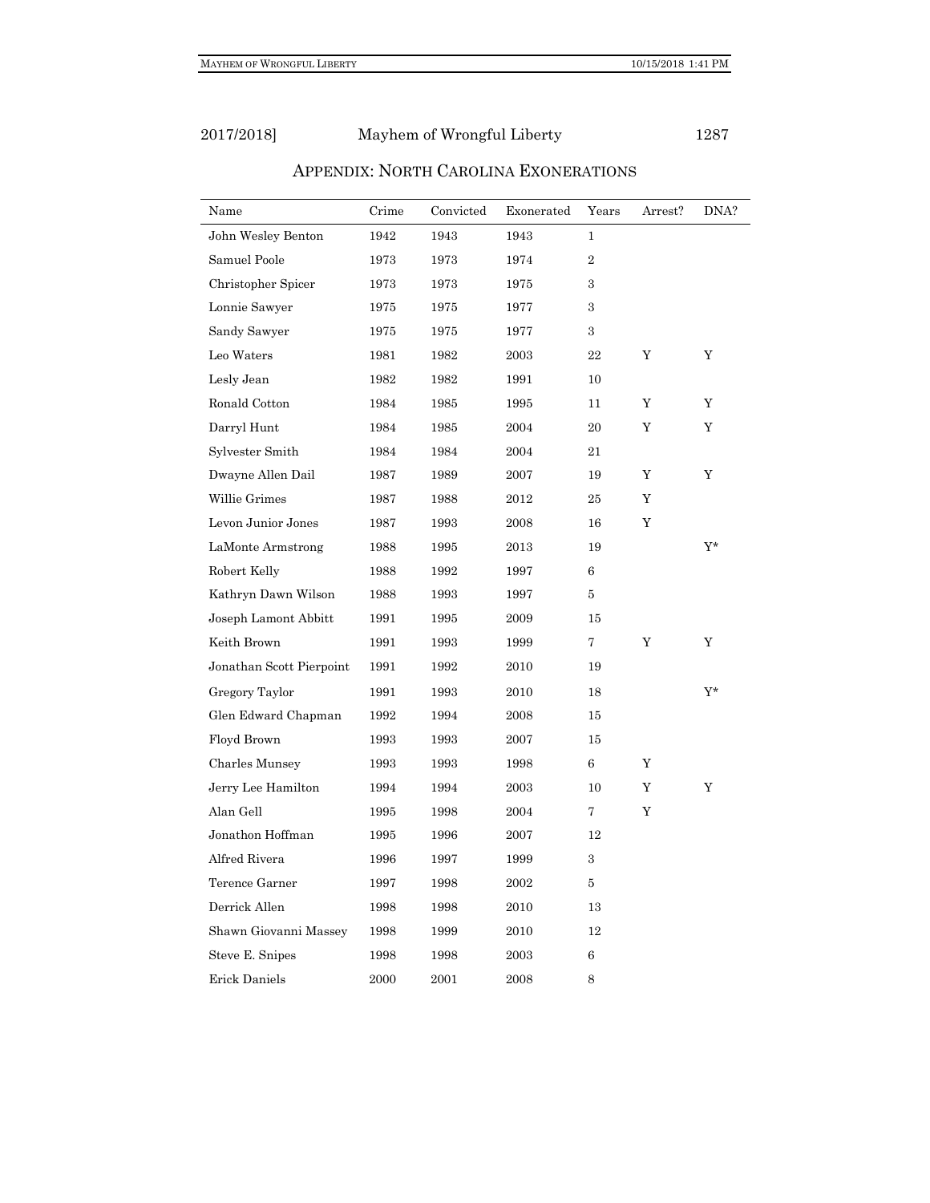## APPENDIX: NORTH CAROLINA EXONERATIONS

| Name | Crime | Convicted | Exonerated | Years | Arrest? | DNA? |
|---|---|---|---|---|---|---|
| John Wesley Benton | 1942 | 1943 | 1943 | 1 | | |
| Samuel Poole | 1973 | 1973 | 1974 | 2 | | |
| Christopher Spicer | 1973 | 1973 | 1975 | 3 | | |
| Lonnie Sawyer | 1975 | 1975 | 1977 | 3 | | |
| Sandy Sawyer | 1975 | 1975 | 1977 | 3 | | |
| Leo Waters | 1981 | 1982 | 2003 | 22 | Y | Y |
| Lesly Jean | 1982 | 1982 | 1991 | 10 | | |
| Ronald Cotton | 1984 | 1985 | 1995 | 11 | Y | Y |
| Darryl Hunt | 1984 | 1985 | 2004 | 20 | Y | Y |
| Sylvester Smith | 1984 | 1984 | 2004 | 21 | | |
| Dwayne Allen Dail | 1987 | 1989 | 2007 | 19 | Y | Y |
| Willie Grimes | 1987 | 1988 | 2012 | 25 | Y | |
| Levon Junior Jones | 1987 | 1993 | 2008 | 16 | Y | |
| LaMonte Armstrong | 1988 | 1995 | 2013 | 19 | | Y* |
| Robert Kelly | 1988 | 1992 | 1997 | 6 | | |
| Kathryn Dawn Wilson | 1988 | 1993 | 1997 | 5 | | |
| Joseph Lamont Abbitt | 1991 | 1995 | 2009 | 15 | | |
| Keith Brown | 1991 | 1993 | 1999 | 7 | Y | Y |
| Jonathan Scott Pierpoint | 1991 | 1992 | 2010 | 19 | | |
| Gregory Taylor | 1991 | 1993 | 2010 | 18 | | Y* |
| Glen Edward Chapman | 1992 | 1994 | 2008 | 15 | | |
| Floyd Brown | 1993 | 1993 | 2007 | 15 | | |
| Charles Munsey | 1993 | 1993 | 1998 | 6 | Y | |
| Jerry Lee Hamilton | 1994 | 1994 | 2003 | 10 | Y | Y |
| Alan Gell | 1995 | 1998 | 2004 | 7 | Y | |
| Jonathon Hoffman | 1995 | 1996 | 2007 | 12 | | |
| Alfred Rivera | 1996 | 1997 | 1999 | 3 | | |
| Terence Garner | 1997 | 1998 | 2002 | 5 | | |
| Derrick Allen | 1998 | 1998 | 2010 | 13 | | |
| Shawn Giovanni Massey | 1998 | 1999 | 2010 | 12 | | |
| Steve E. Snipes | 1998 | 1998 | 2003 | 6 | | |
| Erick Daniels | 2000 | 2001 | 2008 | 8 | | |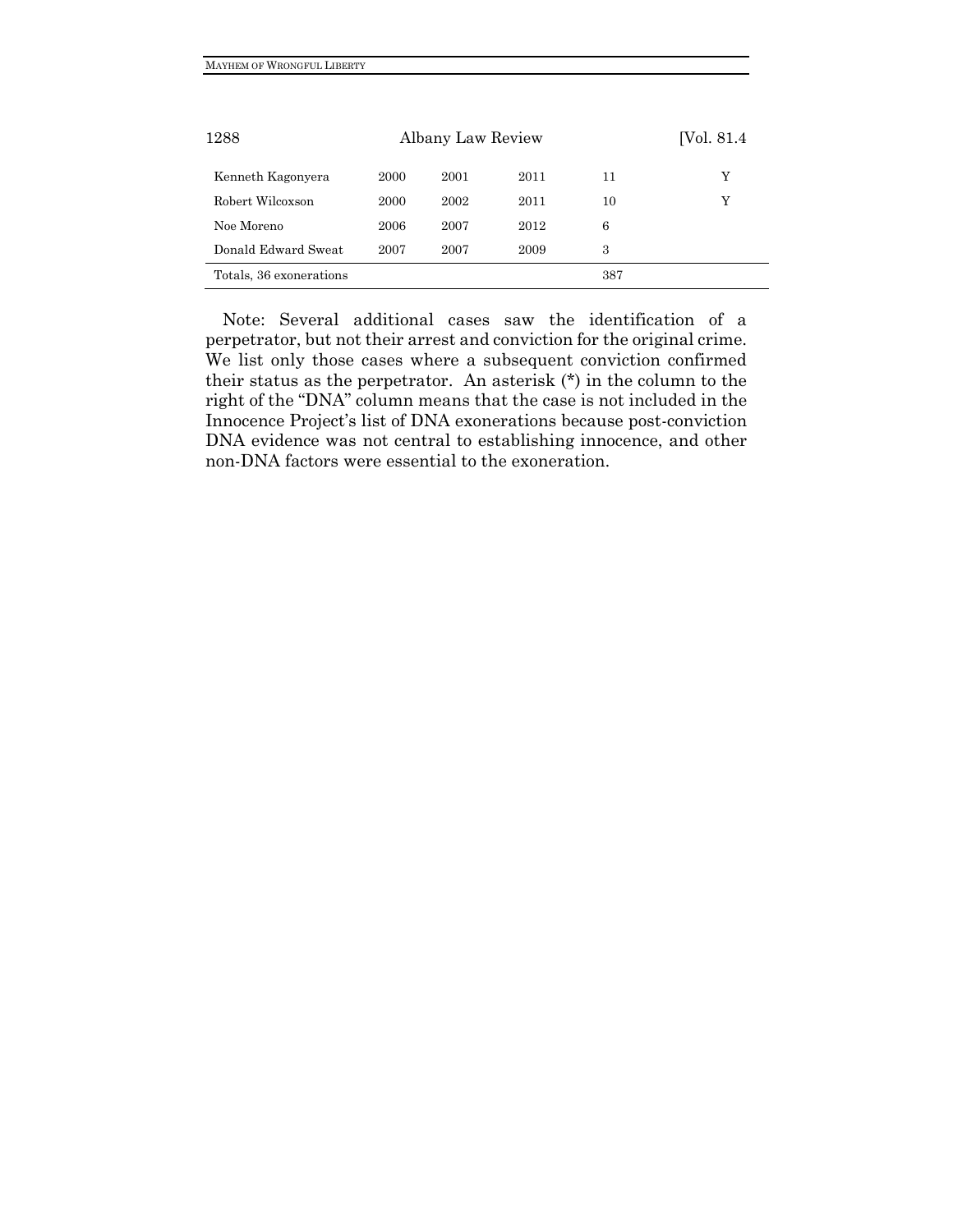| | | | | | |
|---|---|---|---|---|---|
| Kenneth Kagonyera | 2000 | 2001 | 2011 | 11 | Y |
| Robert Wilcoxson | 2000 | 2002 | 2011 | 10 | Y |
| Noe Moreno | 2006 | 2007 | 2012 | 6 | |
| Donald Edward Sweat | 2007 | 2007 | 2009 | 3 | |
| Totals, 36 exonerations | | | | 387 | |

Note: Several additional cases saw the identification of a perpetrator, but not their arrest and conviction for the original crime. We list only those cases where a subsequent conviction confirmed their status as the perpetrator. An asterisk (*) in the column to the right of the "DNA" column means that the case is not included in the Innocence Project's list of DNA exonerations because post-conviction DNA evidence was not central to establishing innocence, and other non-DNA factors were essential to the exoneration.